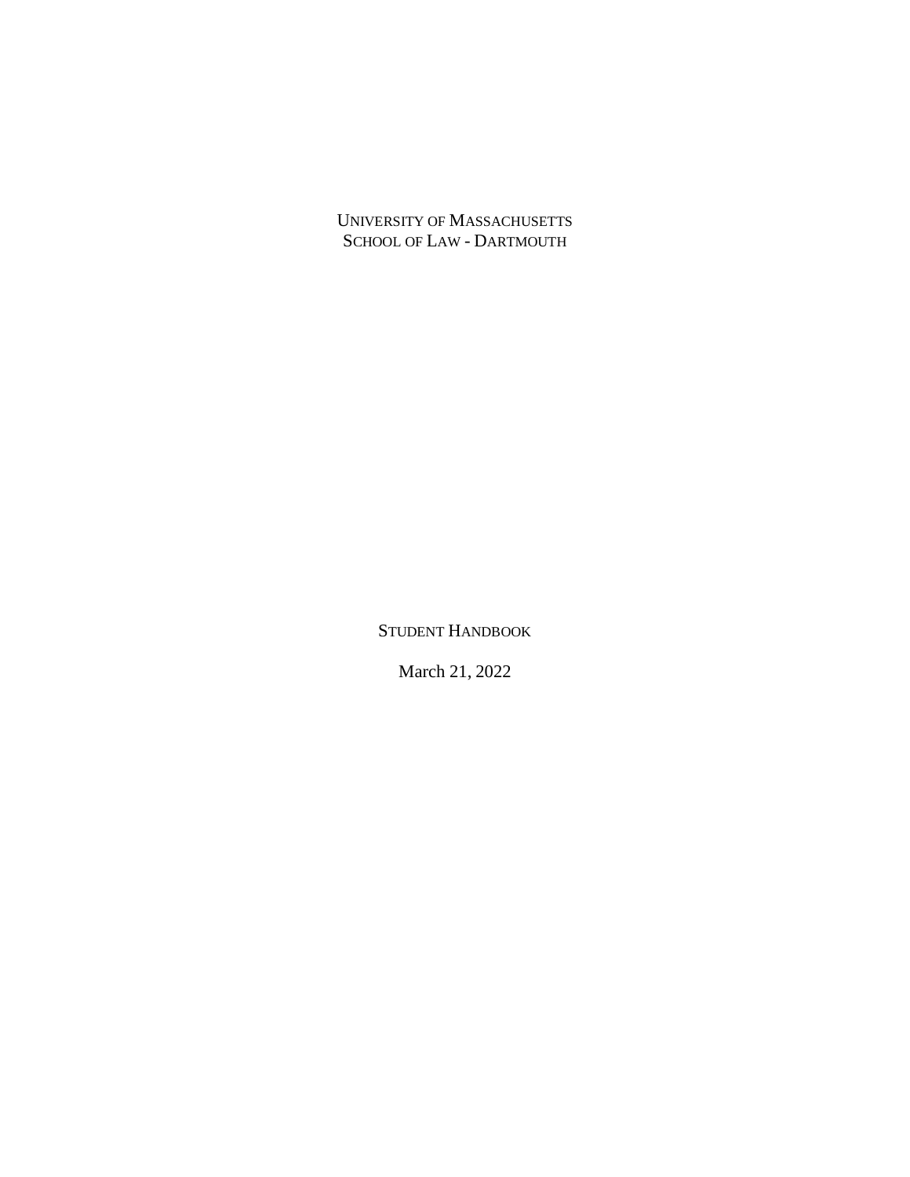# UNIVERSITY OF MASSACHUSETTS
# SCHOOL OF LAW - DARTMOUTH

## STUDENT HANDBOOK

March 21, 2022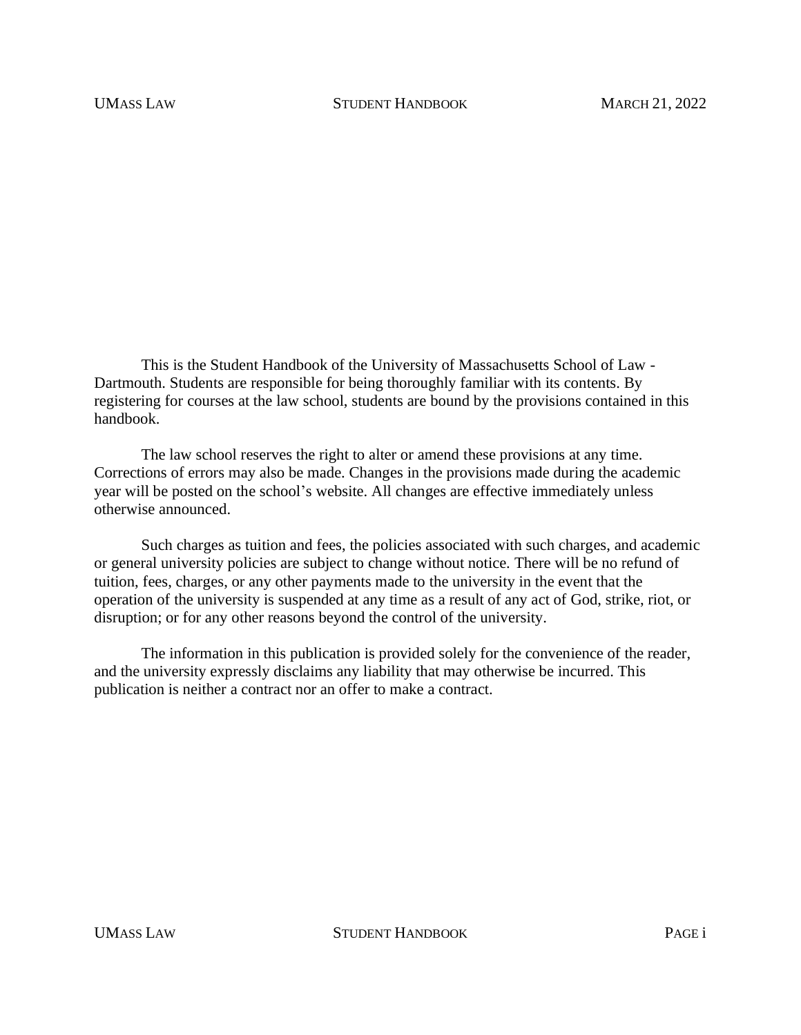This is the Student Handbook of the University of Massachusetts School of Law - Dartmouth. Students are responsible for being thoroughly familiar with its contents. By registering for courses at the law school, students are bound by the provisions contained in this handbook.

The law school reserves the right to alter or amend these provisions at any time. Corrections of errors may also be made. Changes in the provisions made during the academic year will be posted on the school's website. All changes are effective immediately unless otherwise announced.

Such charges as tuition and fees, the policies associated with such charges, and academic or general university policies are subject to change without notice. There will be no refund of tuition, fees, charges, or any other payments made to the university in the event that the operation of the university is suspended at any time as a result of any act of God, strike, riot, or disruption; or for any other reasons beyond the control of the university.

The information in this publication is provided solely for the convenience of the reader, and the university expressly disclaims any liability that may otherwise be incurred. This publication is neither a contract nor an offer to make a contract.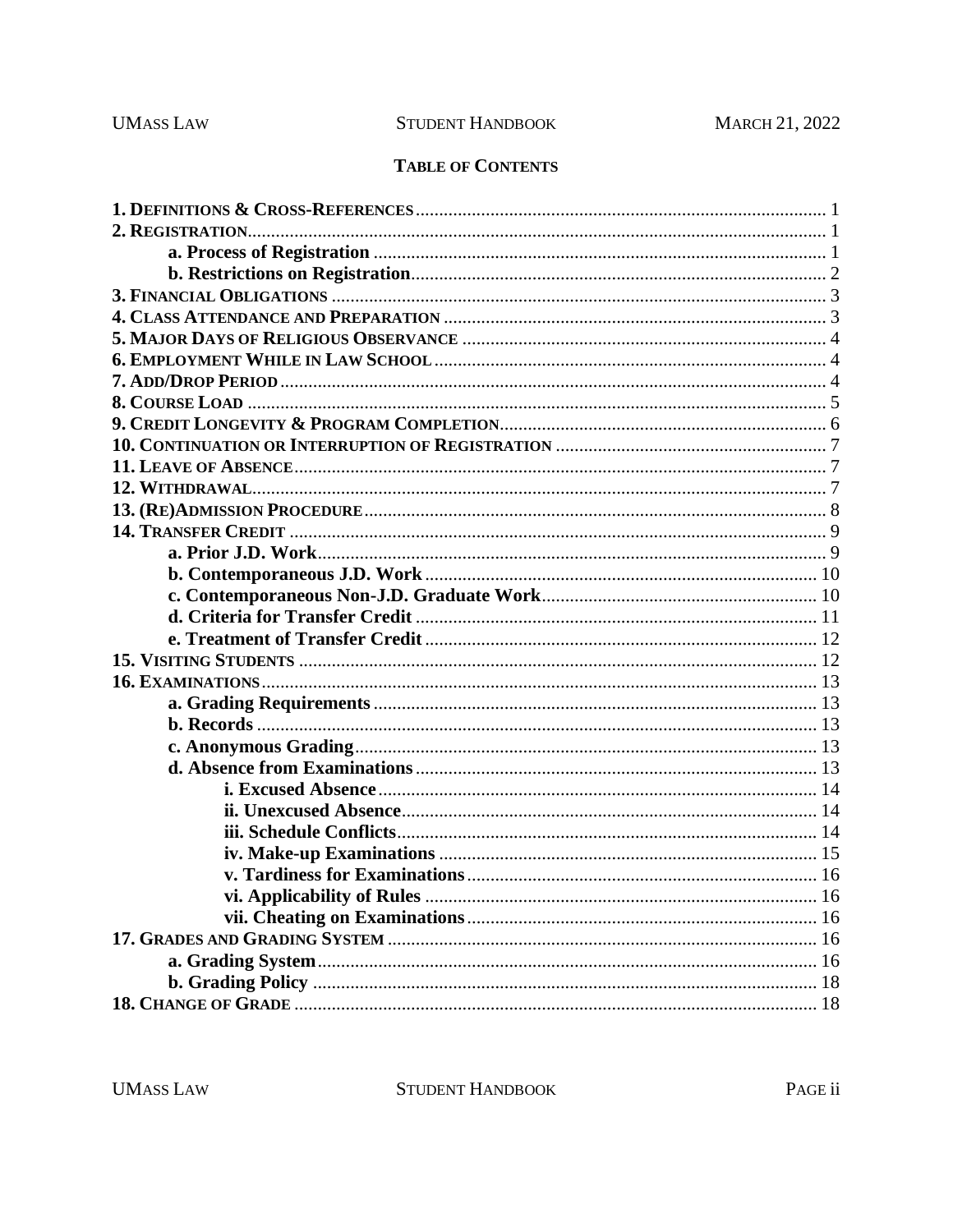## TABLE OF CONTENTS

**1. DEFINITIONS & CROSS-REFERENCES** ........ 1
**2. REGISTRATION** ........ 1
- **a. Process of Registration** ........ 1
- **b. Restrictions on Registration** ........ 2

**3. FINANCIAL OBLIGATIONS** ........ 3
**4. CLASS ATTENDANCE AND PREPARATION** ........ 3
**5. MAJOR DAYS OF RELIGIOUS OBSERVANCE** ........ 4
**6. EMPLOYMENT WHILE IN LAW SCHOOL** ........ 4
**7. ADD/DROP PERIOD** ........ 4
**8. COURSE LOAD** ........ 5
**9. CREDIT LONGEVITY & PROGRAM COMPLETION** ........ 6
**10. CONTINUATION OR INTERRUPTION OF REGISTRATION** ........ 7
**11. LEAVE OF ABSENCE** ........ 7
**12. WITHDRAWAL** ........ 7
**13. (RE)ADMISSION PROCEDURE** ........ 8
**14. TRANSFER CREDIT** ........ 9
- **a. Prior J.D. Work** ........ 9
- **b. Contemporaneous J.D. Work** ........ 10
- **c. Contemporaneous Non-J.D. Graduate Work** ........ 10
- **d. Criteria for Transfer Credit** ........ 11
- **e. Treatment of Transfer Credit** ........ 12

**15. VISITING STUDENTS** ........ 12
**16. EXAMINATIONS** ........ 13
- **a. Grading Requirements** ........ 13
- **b. Records** ........ 13
- **c. Anonymous Grading** ........ 13
- **d. Absence from Examinations** ........ 13
  - **i. Excused Absence** ........ 14
  - **ii. Unexcused Absence** ........ 14
  - **iii. Schedule Conflicts** ........ 14
  - **iv. Make-up Examinations** ........ 15
  - **v. Tardiness for Examinations** ........ 16
  - **vi. Applicability of Rules** ........ 16
  - **vii. Cheating on Examinations** ........ 16

**17. GRADES AND GRADING SYSTEM** ........ 16
- **a. Grading System** ........ 16
- **b. Grading Policy** ........ 18

**18. CHANGE OF GRADE** ........ 18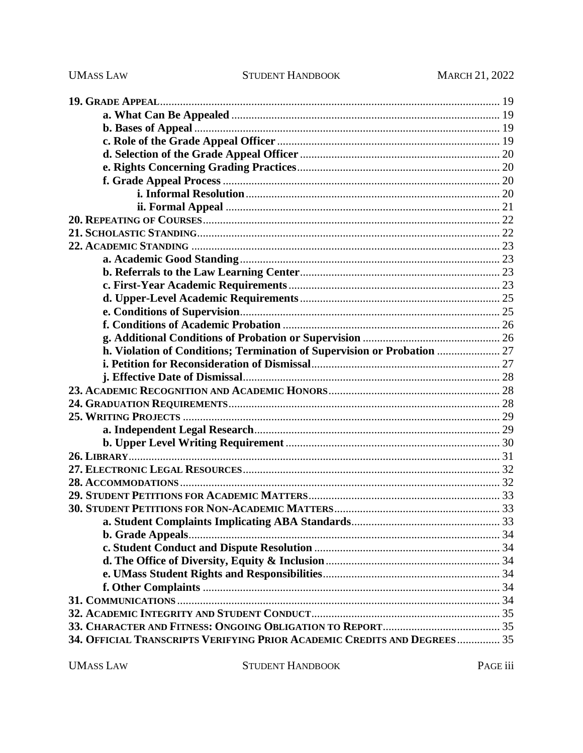**19. Grade Appeal** ........ 19

- **a. What Can Be Appealed** ........ 19
- **b. Bases of Appeal** ........ 19
- **c. Role of the Grade Appeal Officer** ........ 19
- **d. Selection of the Grade Appeal Officer** ........ 20
- **e. Rights Concerning Grading Practices** ........ 20
- **f. Grade Appeal Process** ........ 20
  - **i. Informal Resolution** ........ 20
  - **ii. Formal Appeal** ........ 21

**20. Repeating of Courses** ........ 22

**21. Scholastic Standing** ........ 22

**22. Academic Standing** ........ 23

- **a. Academic Good Standing** ........ 23
- **b. Referrals to the Law Learning Center** ........ 23
- **c. First-Year Academic Requirements** ........ 23
- **d. Upper-Level Academic Requirements** ........ 25
- **e. Conditions of Supervision** ........ 25
- **f. Conditions of Academic Probation** ........ 26
- **g. Additional Conditions of Probation or Supervision** ........ 26
- **h. Violation of Conditions; Termination of Supervision or Probation** ........ 27
- **i. Petition for Reconsideration of Dismissal** ........ 27
- **j. Effective Date of Dismissal** ........ 28

**23. Academic Recognition and Academic Honors** ........ 28

**24. Graduation Requirements** ........ 28

**25. Writing Projects** ........ 29

- **a. Independent Legal Research** ........ 29
- **b. Upper Level Writing Requirement** ........ 30

**26. Library** ........ 31

**27. Electronic Legal Resources** ........ 32

**28. Accommodations** ........ 32

**29. Student Petitions for Academic Matters** ........ 33

**30. Student Petitions for Non-Academic Matters** ........ 33

- **a. Student Complaints Implicating ABA Standards** ........ 33
- **b. Grade Appeals** ........ 34
- **c. Student Conduct and Dispute Resolution** ........ 34
- **d. The Office of Diversity, Equity & Inclusion** ........ 34
- **e. UMass Student Rights and Responsibilities** ........ 34
- **f. Other Complaints** ........ 34

**31. Communications** ........ 34

**32. Academic Integrity and Student Conduct** ........ 35

**33. Character and Fitness: Ongoing Obligation to Report** ........ 35

**34. Official Transcripts Verifying Prior Academic Credits and Degrees** ........ 35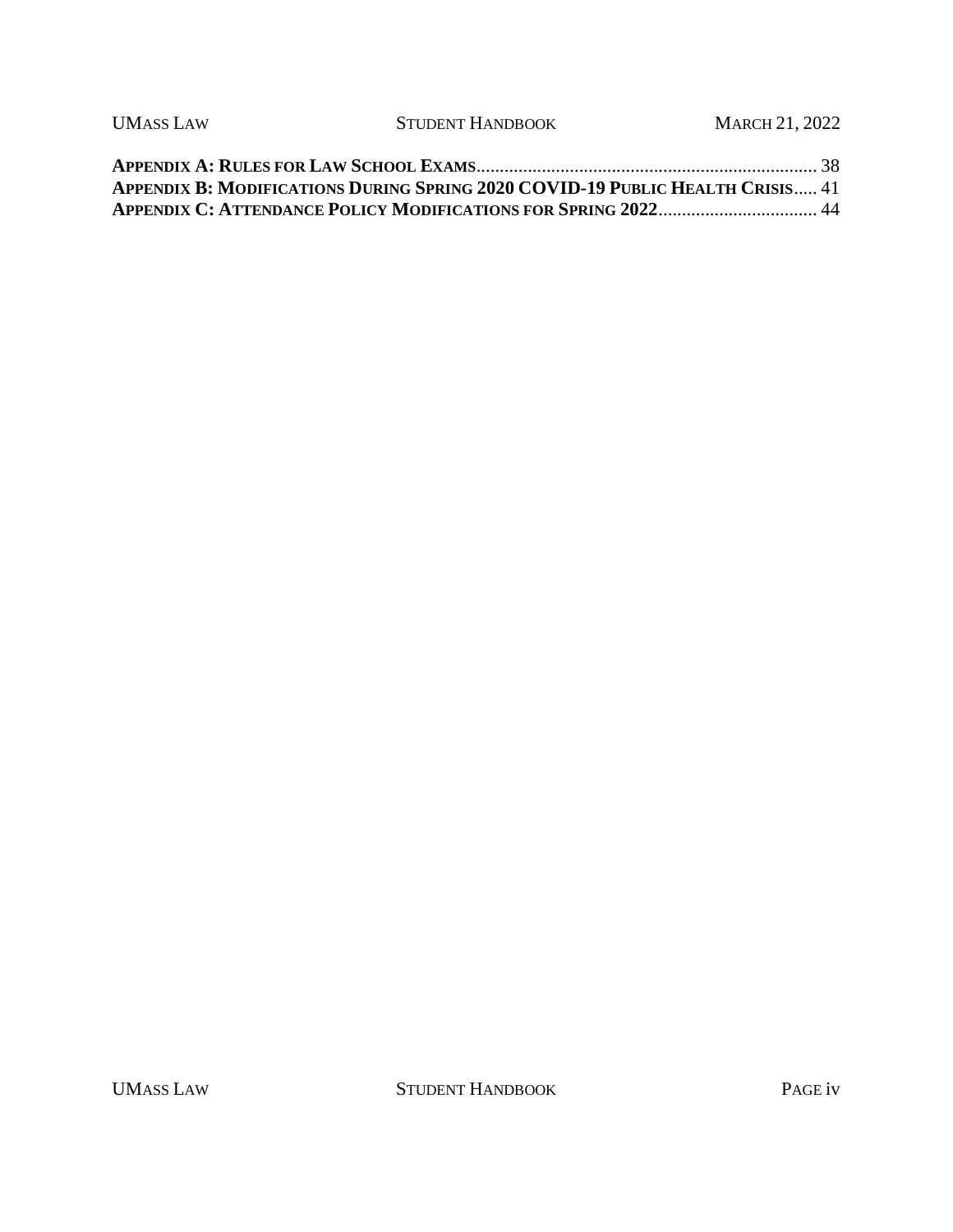**APPENDIX A: RULES FOR LAW SCHOOL EXAMS** ........................................................................ 38
**APPENDIX B: MODIFICATIONS DURING SPRING 2020 COVID-19 PUBLIC HEALTH CRISIS** ..... 41
**APPENDIX C: ATTENDANCE POLICY MODIFICATIONS FOR SPRING 2022** ................................. 44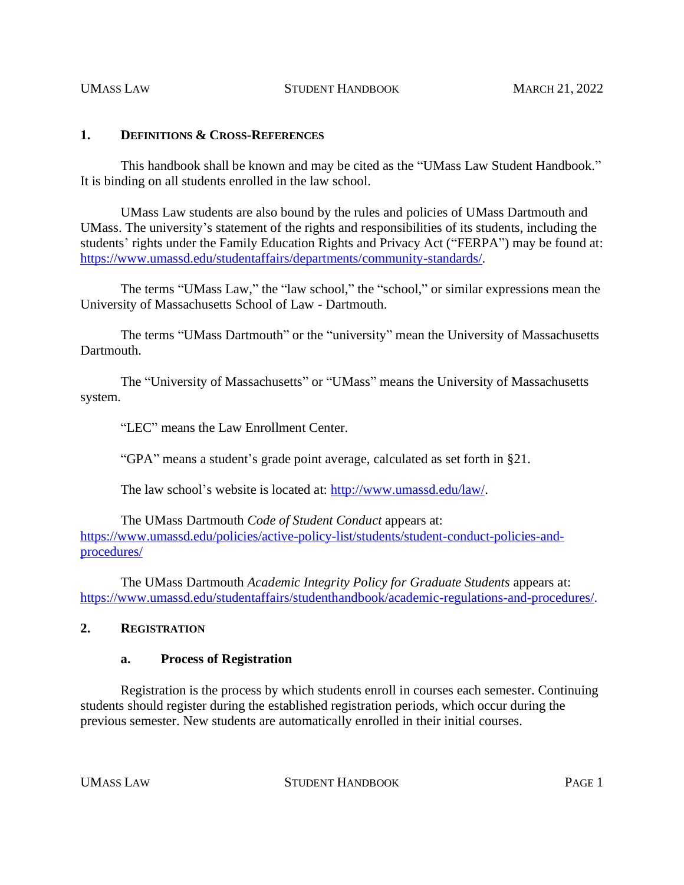## 1. DEFINITIONS & CROSS-REFERENCES

This handbook shall be known and may be cited as the "UMass Law Student Handbook." It is binding on all students enrolled in the law school.

UMass Law students are also bound by the rules and policies of UMass Dartmouth and UMass. The university's statement of the rights and responsibilities of its students, including the students' rights under the Family Education Rights and Privacy Act ("FERPA") may be found at: https://www.umassd.edu/studentaffairs/departments/community-standards/.

The terms "UMass Law," the "law school," the "school," or similar expressions mean the University of Massachusetts School of Law - Dartmouth.

The terms "UMass Dartmouth" or the "university" mean the University of Massachusetts Dartmouth.

The "University of Massachusetts" or "UMass" means the University of Massachusetts system.

"LEC" means the Law Enrollment Center.

"GPA" means a student's grade point average, calculated as set forth in §21.

The law school's website is located at: http://www.umassd.edu/law/.

The UMass Dartmouth *Code of Student Conduct* appears at: https://www.umassd.edu/policies/active-policy-list/students/student-conduct-policies-and-procedures/

The UMass Dartmouth *Academic Integrity Policy for Graduate Students* appears at: https://www.umassd.edu/studentaffairs/studenthandbook/academic-regulations-and-procedures/.

## 2. REGISTRATION

### a. Process of Registration

Registration is the process by which students enroll in courses each semester. Continuing students should register during the established registration periods, which occur during the previous semester. New students are automatically enrolled in their initial courses.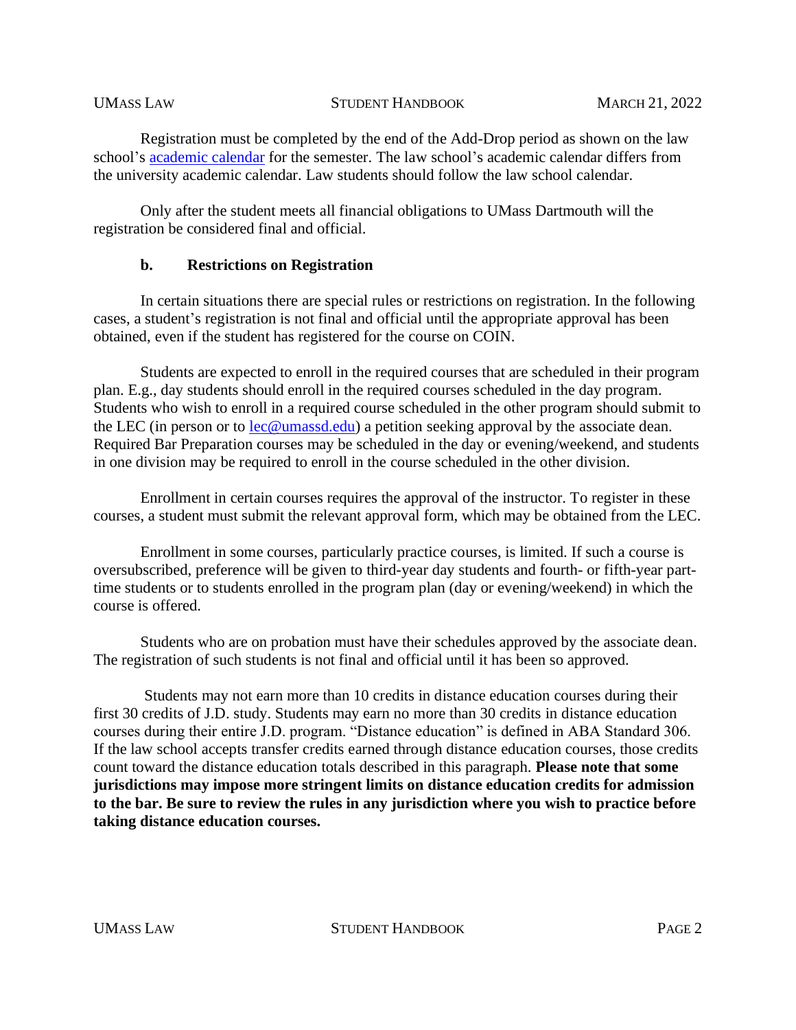Registration must be completed by the end of the Add-Drop period as shown on the law school's [academic calendar](academic calendar) for the semester. The law school's academic calendar differs from the university academic calendar. Law students should follow the law school calendar.

Only after the student meets all financial obligations to UMass Dartmouth will the registration be considered final and official.

### b. Restrictions on Registration

In certain situations there are special rules or restrictions on registration. In the following cases, a student's registration is not final and official until the appropriate approval has been obtained, even if the student has registered for the course on COIN.

Students are expected to enroll in the required courses that are scheduled in their program plan. E.g., day students should enroll in the required courses scheduled in the day program. Students who wish to enroll in a required course scheduled in the other program should submit to the LEC (in person or to lec@umassd.edu) a petition seeking approval by the associate dean. Required Bar Preparation courses may be scheduled in the day or evening/weekend, and students in one division may be required to enroll in the course scheduled in the other division.

Enrollment in certain courses requires the approval of the instructor. To register in these courses, a student must submit the relevant approval form, which may be obtained from the LEC.

Enrollment in some courses, particularly practice courses, is limited. If such a course is oversubscribed, preference will be given to third-year day students and fourth- or fifth-year part-time students or to students enrolled in the program plan (day or evening/weekend) in which the course is offered.

Students who are on probation must have their schedules approved by the associate dean. The registration of such students is not final and official until it has been so approved.

Students may not earn more than 10 credits in distance education courses during their first 30 credits of J.D. study. Students may earn no more than 30 credits in distance education courses during their entire J.D. program. "Distance education" is defined in ABA Standard 306. If the law school accepts transfer credits earned through distance education courses, those credits count toward the distance education totals described in this paragraph. **Please note that some jurisdictions may impose more stringent limits on distance education credits for admission to the bar. Be sure to review the rules in any jurisdiction where you wish to practice before taking distance education courses.**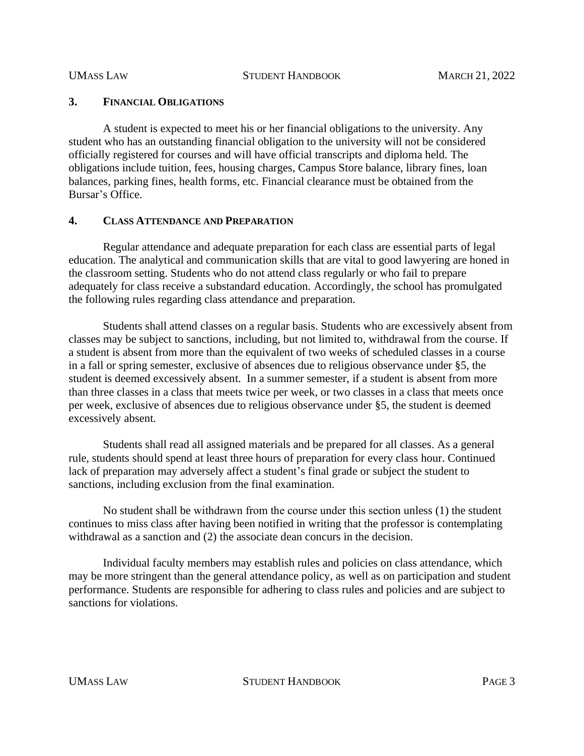### 3. FINANCIAL OBLIGATIONS

A student is expected to meet his or her financial obligations to the university. Any student who has an outstanding financial obligation to the university will not be considered officially registered for courses and will have official transcripts and diploma held. The obligations include tuition, fees, housing charges, Campus Store balance, library fines, loan balances, parking fines, health forms, etc. Financial clearance must be obtained from the Bursar's Office.

### 4. CLASS ATTENDANCE AND PREPARATION

Regular attendance and adequate preparation for each class are essential parts of legal education. The analytical and communication skills that are vital to good lawyering are honed in the classroom setting. Students who do not attend class regularly or who fail to prepare adequately for class receive a substandard education. Accordingly, the school has promulgated the following rules regarding class attendance and preparation.

Students shall attend classes on a regular basis. Students who are excessively absent from classes may be subject to sanctions, including, but not limited to, withdrawal from the course. If a student is absent from more than the equivalent of two weeks of scheduled classes in a course in a fall or spring semester, exclusive of absences due to religious observance under §5, the student is deemed excessively absent. In a summer semester, if a student is absent from more than three classes in a class that meets twice per week, or two classes in a class that meets once per week, exclusive of absences due to religious observance under §5, the student is deemed excessively absent.

Students shall read all assigned materials and be prepared for all classes. As a general rule, students should spend at least three hours of preparation for every class hour. Continued lack of preparation may adversely affect a student's final grade or subject the student to sanctions, including exclusion from the final examination.

No student shall be withdrawn from the course under this section unless (1) the student continues to miss class after having been notified in writing that the professor is contemplating withdrawal as a sanction and (2) the associate dean concurs in the decision.

Individual faculty members may establish rules and policies on class attendance, which may be more stringent than the general attendance policy, as well as on participation and student performance. Students are responsible for adhering to class rules and policies and are subject to sanctions for violations.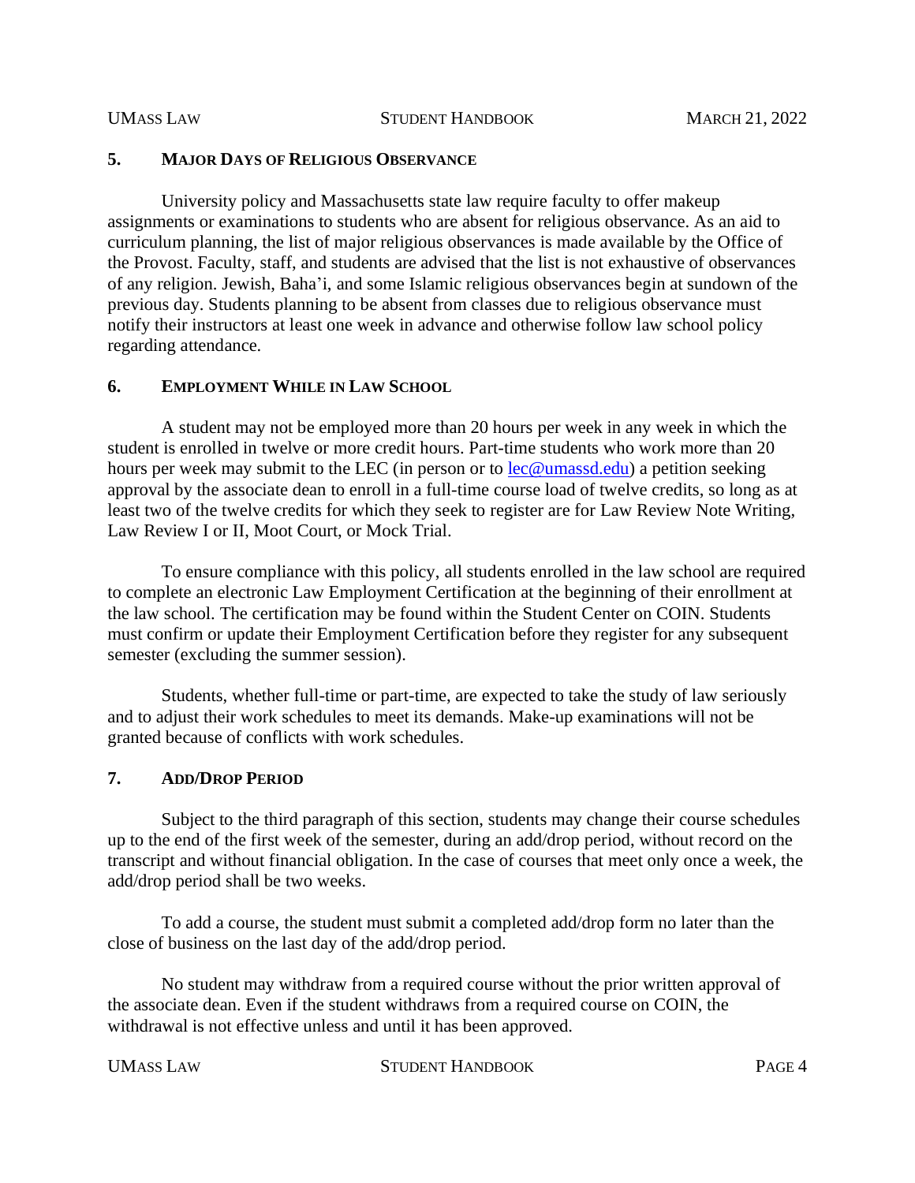## 5. Major Days of Religious Observance

University policy and Massachusetts state law require faculty to offer makeup assignments or examinations to students who are absent for religious observance. As an aid to curriculum planning, the list of major religious observances is made available by the Office of the Provost. Faculty, staff, and students are advised that the list is not exhaustive of observances of any religion. Jewish, Baha'i, and some Islamic religious observances begin at sundown of the previous day. Students planning to be absent from classes due to religious observance must notify their instructors at least one week in advance and otherwise follow law school policy regarding attendance.

## 6. Employment While in Law School

A student may not be employed more than 20 hours per week in any week in which the student is enrolled in twelve or more credit hours. Part-time students who work more than 20 hours per week may submit to the LEC (in person or to lec@umassd.edu) a petition seeking approval by the associate dean to enroll in a full-time course load of twelve credits, so long as at least two of the twelve credits for which they seek to register are for Law Review Note Writing, Law Review I or II, Moot Court, or Mock Trial.

To ensure compliance with this policy, all students enrolled in the law school are required to complete an electronic Law Employment Certification at the beginning of their enrollment at the law school. The certification may be found within the Student Center on COIN. Students must confirm or update their Employment Certification before they register for any subsequent semester (excluding the summer session).

Students, whether full-time or part-time, are expected to take the study of law seriously and to adjust their work schedules to meet its demands. Make-up examinations will not be granted because of conflicts with work schedules.

## 7. Add/Drop Period

Subject to the third paragraph of this section, students may change their course schedules up to the end of the first week of the semester, during an add/drop period, without record on the transcript and without financial obligation. In the case of courses that meet only once a week, the add/drop period shall be two weeks.

To add a course, the student must submit a completed add/drop form no later than the close of business on the last day of the add/drop period.

No student may withdraw from a required course without the prior written approval of the associate dean. Even if the student withdraws from a required course on COIN, the withdrawal is not effective unless and until it has been approved.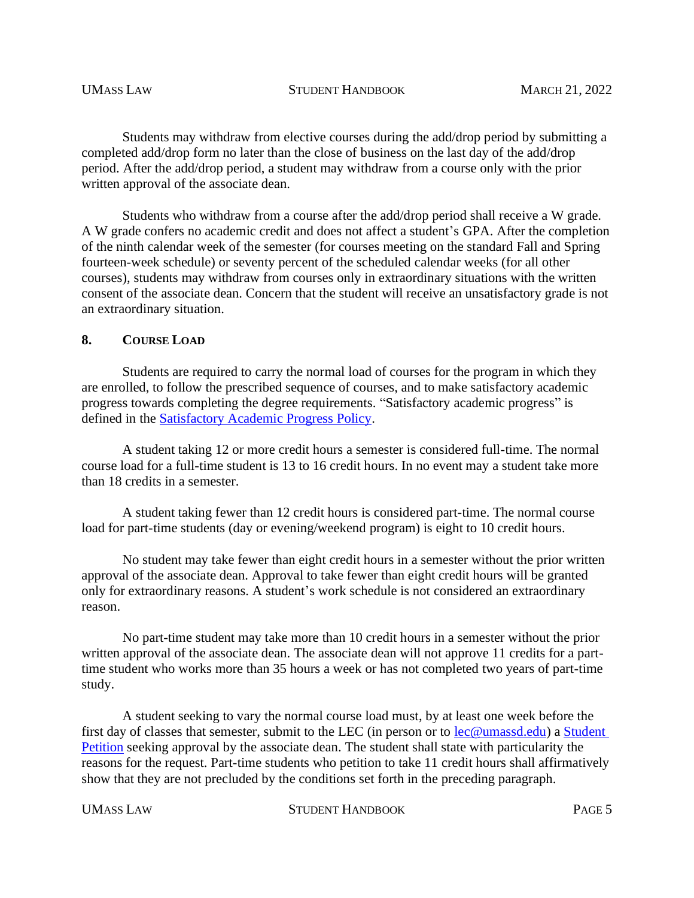Students may withdraw from elective courses during the add/drop period by submitting a completed add/drop form no later than the close of business on the last day of the add/drop period. After the add/drop period, a student may withdraw from a course only with the prior written approval of the associate dean.

Students who withdraw from a course after the add/drop period shall receive a W grade. A W grade confers no academic credit and does not affect a student's GPA. After the completion of the ninth calendar week of the semester (for courses meeting on the standard Fall and Spring fourteen-week schedule) or seventy percent of the scheduled calendar weeks (for all other courses), students may withdraw from courses only in extraordinary situations with the written consent of the associate dean. Concern that the student will receive an unsatisfactory grade is not an extraordinary situation.

## 8. Course Load

Students are required to carry the normal load of courses for the program in which they are enrolled, to follow the prescribed sequence of courses, and to make satisfactory academic progress towards completing the degree requirements. "Satisfactory academic progress" is defined in the [Satisfactory Academic Progress Policy]().

A student taking 12 or more credit hours a semester is considered full-time. The normal course load for a full-time student is 13 to 16 credit hours. In no event may a student take more than 18 credits in a semester.

A student taking fewer than 12 credit hours is considered part-time. The normal course load for part-time students (day or evening/weekend program) is eight to 10 credit hours.

No student may take fewer than eight credit hours in a semester without the prior written approval of the associate dean. Approval to take fewer than eight credit hours will be granted only for extraordinary reasons. A student's work schedule is not considered an extraordinary reason.

No part-time student may take more than 10 credit hours in a semester without the prior written approval of the associate dean. The associate dean will not approve 11 credits for a part-time student who works more than 35 hours a week or has not completed two years of part-time study.

A student seeking to vary the normal course load must, by at least one week before the first day of classes that semester, submit to the LEC (in person or to [lec@umassd.edu](mailto:lec@umassd.edu)) a [Student Petition]() seeking approval by the associate dean. The student shall state with particularity the reasons for the request. Part-time students who petition to take 11 credit hours shall affirmatively show that they are not precluded by the conditions set forth in the preceding paragraph.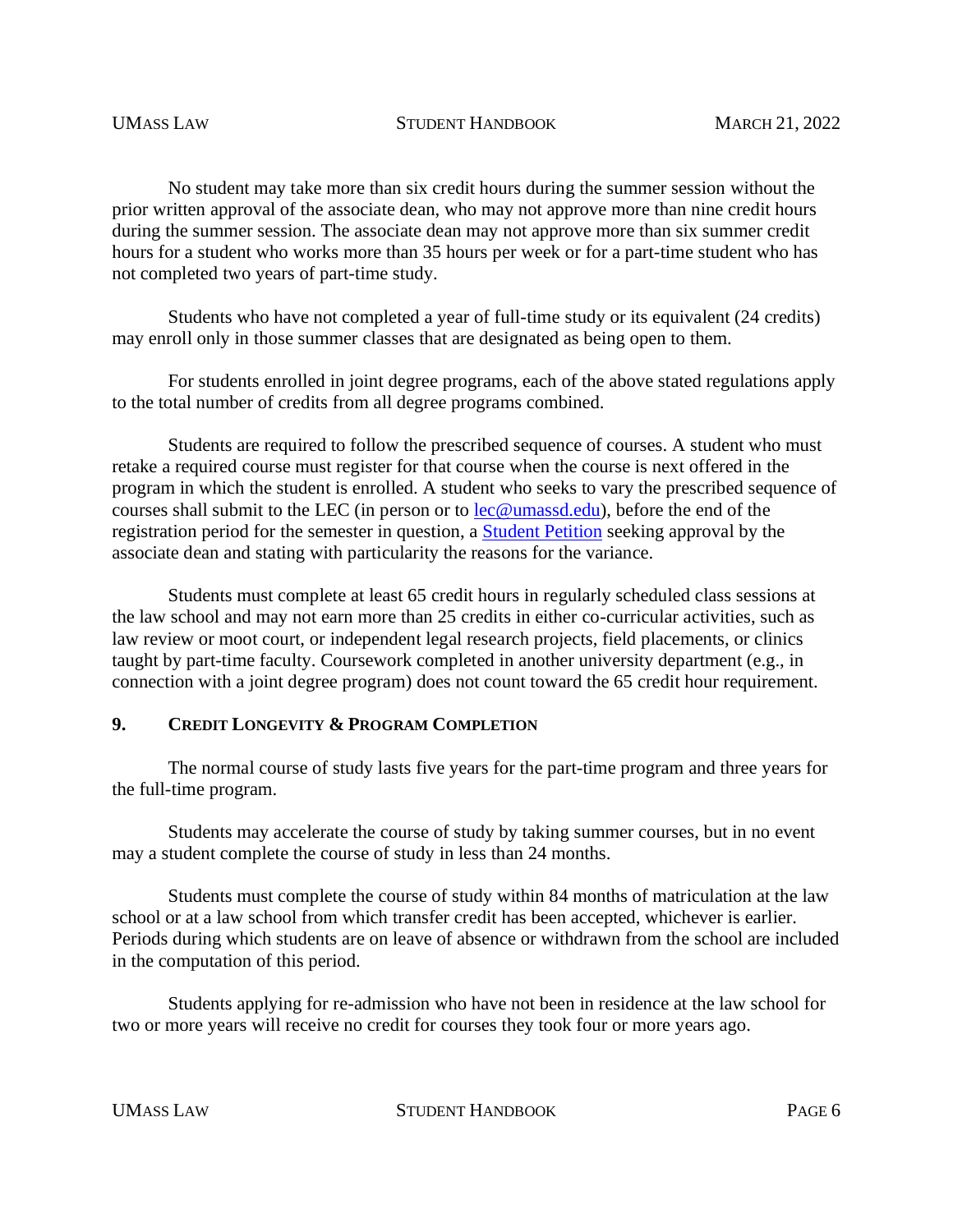No student may take more than six credit hours during the summer session without the prior written approval of the associate dean, who may not approve more than nine credit hours during the summer session. The associate dean may not approve more than six summer credit hours for a student who works more than 35 hours per week or for a part-time student who has not completed two years of part-time study.

Students who have not completed a year of full-time study or its equivalent (24 credits) may enroll only in those summer classes that are designated as being open to them.

For students enrolled in joint degree programs, each of the above stated regulations apply to the total number of credits from all degree programs combined.

Students are required to follow the prescribed sequence of courses. A student who must retake a required course must register for that course when the course is next offered in the program in which the student is enrolled. A student who seeks to vary the prescribed sequence of courses shall submit to the LEC (in person or to lec@umassd.edu), before the end of the registration period for the semester in question, a Student Petition seeking approval by the associate dean and stating with particularity the reasons for the variance.

Students must complete at least 65 credit hours in regularly scheduled class sessions at the law school and may not earn more than 25 credits in either co-curricular activities, such as law review or moot court, or independent legal research projects, field placements, or clinics taught by part-time faculty. Coursework completed in another university department (e.g., in connection with a joint degree program) does not count toward the 65 credit hour requirement.

## 9. Credit Longevity & Program Completion

The normal course of study lasts five years for the part-time program and three years for the full-time program.

Students may accelerate the course of study by taking summer courses, but in no event may a student complete the course of study in less than 24 months.

Students must complete the course of study within 84 months of matriculation at the law school or at a law school from which transfer credit has been accepted, whichever is earlier. Periods during which students are on leave of absence or withdrawn from the school are included in the computation of this period.

Students applying for re-admission who have not been in residence at the law school for two or more years will receive no credit for courses they took four or more years ago.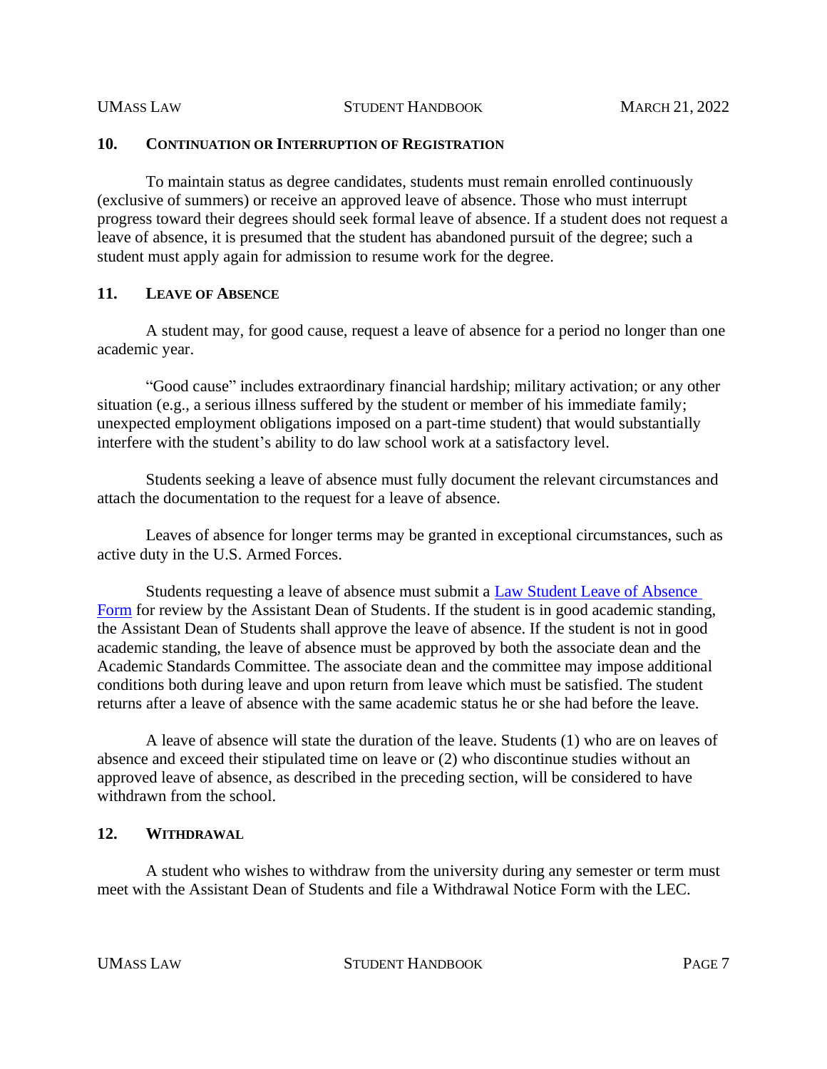## 10. Continuation or Interruption of Registration

To maintain status as degree candidates, students must remain enrolled continuously (exclusive of summers) or receive an approved leave of absence. Those who must interrupt progress toward their degrees should seek formal leave of absence. If a student does not request a leave of absence, it is presumed that the student has abandoned pursuit of the degree; such a student must apply again for admission to resume work for the degree.

## 11. Leave of Absence

A student may, for good cause, request a leave of absence for a period no longer than one academic year.

"Good cause" includes extraordinary financial hardship; military activation; or any other situation (e.g., a serious illness suffered by the student or member of his immediate family; unexpected employment obligations imposed on a part-time student) that would substantially interfere with the student's ability to do law school work at a satisfactory level.

Students seeking a leave of absence must fully document the relevant circumstances and attach the documentation to the request for a leave of absence.

Leaves of absence for longer terms may be granted in exceptional circumstances, such as active duty in the U.S. Armed Forces.

Students requesting a leave of absence must submit a Law Student Leave of Absence Form for review by the Assistant Dean of Students. If the student is in good academic standing, the Assistant Dean of Students shall approve the leave of absence. If the student is not in good academic standing, the leave of absence must be approved by both the associate dean and the Academic Standards Committee. The associate dean and the committee may impose additional conditions both during leave and upon return from leave which must be satisfied. The student returns after a leave of absence with the same academic status he or she had before the leave.

A leave of absence will state the duration of the leave. Students (1) who are on leaves of absence and exceed their stipulated time on leave or (2) who discontinue studies without an approved leave of absence, as described in the preceding section, will be considered to have withdrawn from the school.

## 12. Withdrawal

A student who wishes to withdraw from the university during any semester or term must meet with the Assistant Dean of Students and file a Withdrawal Notice Form with the LEC.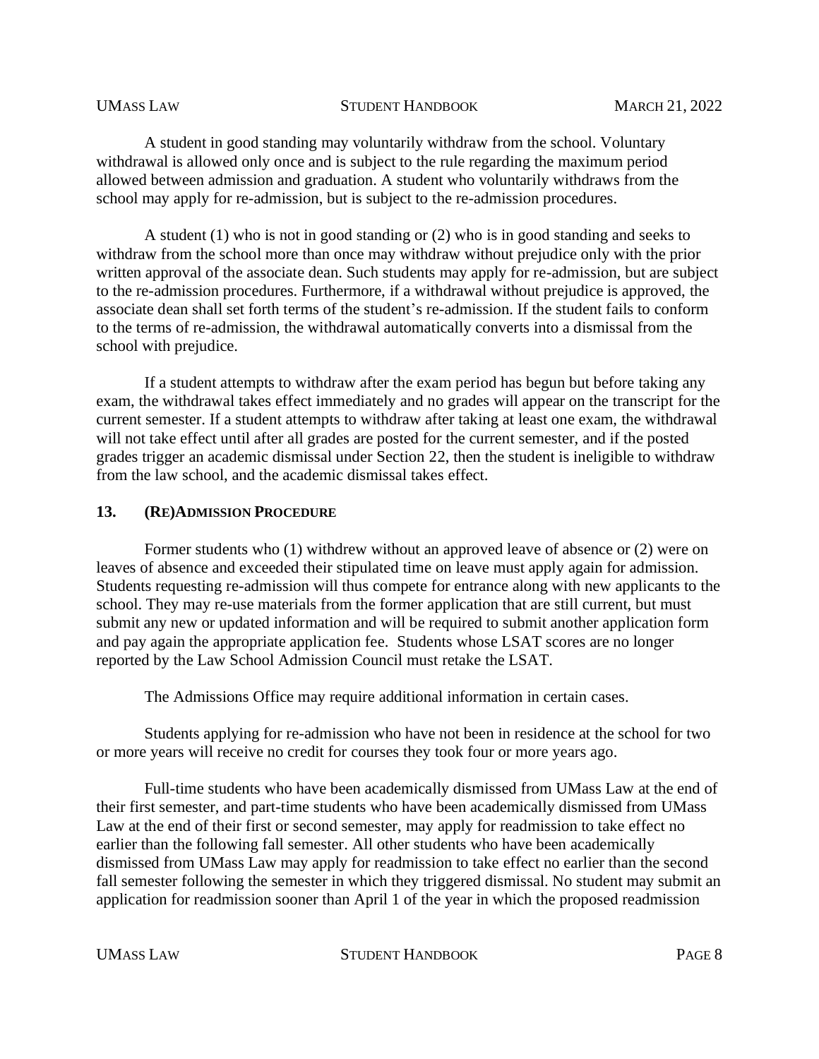A student in good standing may voluntarily withdraw from the school. Voluntary withdrawal is allowed only once and is subject to the rule regarding the maximum period allowed between admission and graduation. A student who voluntarily withdraws from the school may apply for re-admission, but is subject to the re-admission procedures.

A student (1) who is not in good standing or (2) who is in good standing and seeks to withdraw from the school more than once may withdraw without prejudice only with the prior written approval of the associate dean. Such students may apply for re-admission, but are subject to the re-admission procedures. Furthermore, if a withdrawal without prejudice is approved, the associate dean shall set forth terms of the student's re-admission. If the student fails to conform to the terms of re-admission, the withdrawal automatically converts into a dismissal from the school with prejudice.

If a student attempts to withdraw after the exam period has begun but before taking any exam, the withdrawal takes effect immediately and no grades will appear on the transcript for the current semester. If a student attempts to withdraw after taking at least one exam, the withdrawal will not take effect until after all grades are posted for the current semester, and if the posted grades trigger an academic dismissal under Section 22, then the student is ineligible to withdraw from the law school, and the academic dismissal takes effect.

## 13. (RE)ADMISSION PROCEDURE

Former students who (1) withdrew without an approved leave of absence or (2) were on leaves of absence and exceeded their stipulated time on leave must apply again for admission. Students requesting re-admission will thus compete for entrance along with new applicants to the school. They may re-use materials from the former application that are still current, but must submit any new or updated information and will be required to submit another application form and pay again the appropriate application fee. Students whose LSAT scores are no longer reported by the Law School Admission Council must retake the LSAT.

The Admissions Office may require additional information in certain cases.

Students applying for re-admission who have not been in residence at the school for two or more years will receive no credit for courses they took four or more years ago.

Full-time students who have been academically dismissed from UMass Law at the end of their first semester, and part-time students who have been academically dismissed from UMass Law at the end of their first or second semester, may apply for readmission to take effect no earlier than the following fall semester. All other students who have been academically dismissed from UMass Law may apply for readmission to take effect no earlier than the second fall semester following the semester in which they triggered dismissal. No student may submit an application for readmission sooner than April 1 of the year in which the proposed readmission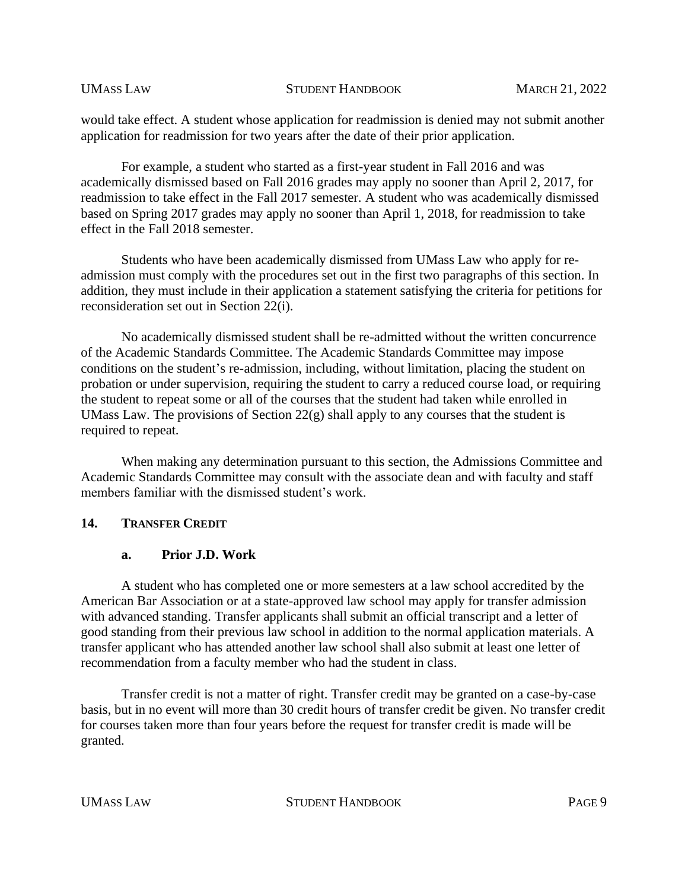would take effect. A student whose application for readmission is denied may not submit another application for readmission for two years after the date of their prior application.

For example, a student who started as a first-year student in Fall 2016 and was academically dismissed based on Fall 2016 grades may apply no sooner than April 2, 2017, for readmission to take effect in the Fall 2017 semester. A student who was academically dismissed based on Spring 2017 grades may apply no sooner than April 1, 2018, for readmission to take effect in the Fall 2018 semester.

Students who have been academically dismissed from UMass Law who apply for re-admission must comply with the procedures set out in the first two paragraphs of this section. In addition, they must include in their application a statement satisfying the criteria for petitions for reconsideration set out in Section 22(i).

No academically dismissed student shall be re-admitted without the written concurrence of the Academic Standards Committee. The Academic Standards Committee may impose conditions on the student's re-admission, including, without limitation, placing the student on probation or under supervision, requiring the student to carry a reduced course load, or requiring the student to repeat some or all of the courses that the student had taken while enrolled in UMass Law. The provisions of Section 22(g) shall apply to any courses that the student is required to repeat.

When making any determination pursuant to this section, the Admissions Committee and Academic Standards Committee may consult with the associate dean and with faculty and staff members familiar with the dismissed student's work.

## 14. TRANSFER CREDIT

### a. Prior J.D. Work

A student who has completed one or more semesters at a law school accredited by the American Bar Association or at a state-approved law school may apply for transfer admission with advanced standing. Transfer applicants shall submit an official transcript and a letter of good standing from their previous law school in addition to the normal application materials. A transfer applicant who has attended another law school shall also submit at least one letter of recommendation from a faculty member who had the student in class.

Transfer credit is not a matter of right. Transfer credit may be granted on a case-by-case basis, but in no event will more than 30 credit hours of transfer credit be given. No transfer credit for courses taken more than four years before the request for transfer credit is made will be granted.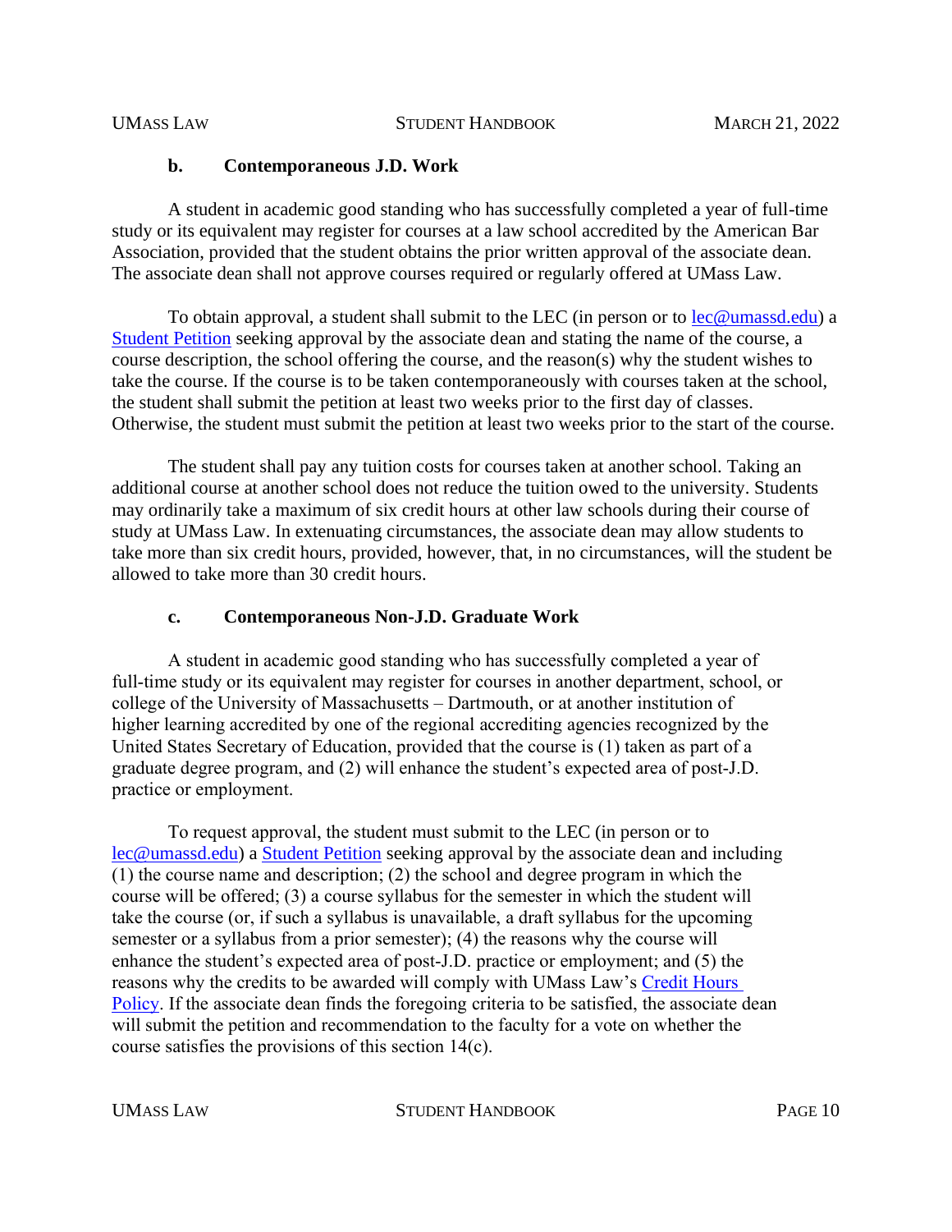### b. Contemporaneous J.D. Work

A student in academic good standing who has successfully completed a year of full-time study or its equivalent may register for courses at a law school accredited by the American Bar Association, provided that the student obtains the prior written approval of the associate dean. The associate dean shall not approve courses required or regularly offered at UMass Law.

To obtain approval, a student shall submit to the LEC (in person or to lec@umassd.edu) a Student Petition seeking approval by the associate dean and stating the name of the course, a course description, the school offering the course, and the reason(s) why the student wishes to take the course. If the course is to be taken contemporaneously with courses taken at the school, the student shall submit the petition at least two weeks prior to the first day of classes. Otherwise, the student must submit the petition at least two weeks prior to the start of the course.

The student shall pay any tuition costs for courses taken at another school. Taking an additional course at another school does not reduce the tuition owed to the university. Students may ordinarily take a maximum of six credit hours at other law schools during their course of study at UMass Law. In extenuating circumstances, the associate dean may allow students to take more than six credit hours, provided, however, that, in no circumstances, will the student be allowed to take more than 30 credit hours.

### c. Contemporaneous Non-J.D. Graduate Work

A student in academic good standing who has successfully completed a year of full-time study or its equivalent may register for courses in another department, school, or college of the University of Massachusetts – Dartmouth, or at another institution of higher learning accredited by one of the regional accrediting agencies recognized by the United States Secretary of Education, provided that the course is (1) taken as part of a graduate degree program, and (2) will enhance the student's expected area of post-J.D. practice or employment.

To request approval, the student must submit to the LEC (in person or to lec@umassd.edu) a Student Petition seeking approval by the associate dean and including (1) the course name and description; (2) the school and degree program in which the course will be offered; (3) a course syllabus for the semester in which the student will take the course (or, if such a syllabus is unavailable, a draft syllabus for the upcoming semester or a syllabus from a prior semester); (4) the reasons why the course will enhance the student's expected area of post-J.D. practice or employment; and (5) the reasons why the credits to be awarded will comply with UMass Law's Credit Hours Policy. If the associate dean finds the foregoing criteria to be satisfied, the associate dean will submit the petition and recommendation to the faculty for a vote on whether the course satisfies the provisions of this section 14(c).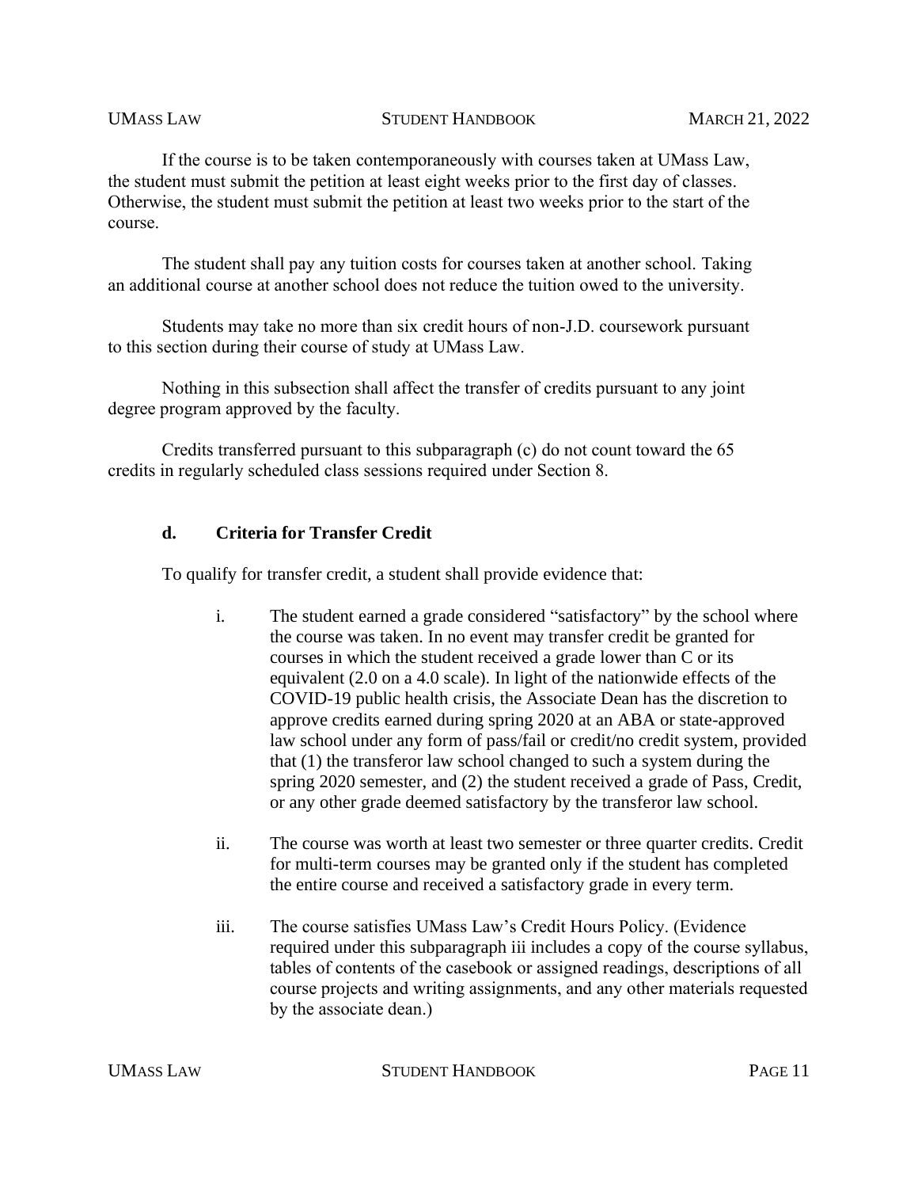If the course is to be taken contemporaneously with courses taken at UMass Law, the student must submit the petition at least eight weeks prior to the first day of classes. Otherwise, the student must submit the petition at least two weeks prior to the start of the course.

The student shall pay any tuition costs for courses taken at another school. Taking an additional course at another school does not reduce the tuition owed to the university.

Students may take no more than six credit hours of non-J.D. coursework pursuant to this section during their course of study at UMass Law.

Nothing in this subsection shall affect the transfer of credits pursuant to any joint degree program approved by the faculty.

Credits transferred pursuant to this subparagraph (c) do not count toward the 65 credits in regularly scheduled class sessions required under Section 8.

### d. Criteria for Transfer Credit

To qualify for transfer credit, a student shall provide evidence that:

i. The student earned a grade considered "satisfactory" by the school where the course was taken. In no event may transfer credit be granted for courses in which the student received a grade lower than C or its equivalent (2.0 on a 4.0 scale). In light of the nationwide effects of the COVID-19 public health crisis, the Associate Dean has the discretion to approve credits earned during spring 2020 at an ABA or state-approved law school under any form of pass/fail or credit/no credit system, provided that (1) the transferor law school changed to such a system during the spring 2020 semester, and (2) the student received a grade of Pass, Credit, or any other grade deemed satisfactory by the transferor law school.

ii. The course was worth at least two semester or three quarter credits. Credit for multi-term courses may be granted only if the student has completed the entire course and received a satisfactory grade in every term.

iii. The course satisfies UMass Law's Credit Hours Policy. (Evidence required under this subparagraph iii includes a copy of the course syllabus, tables of contents of the casebook or assigned readings, descriptions of all course projects and writing assignments, and any other materials requested by the associate dean.)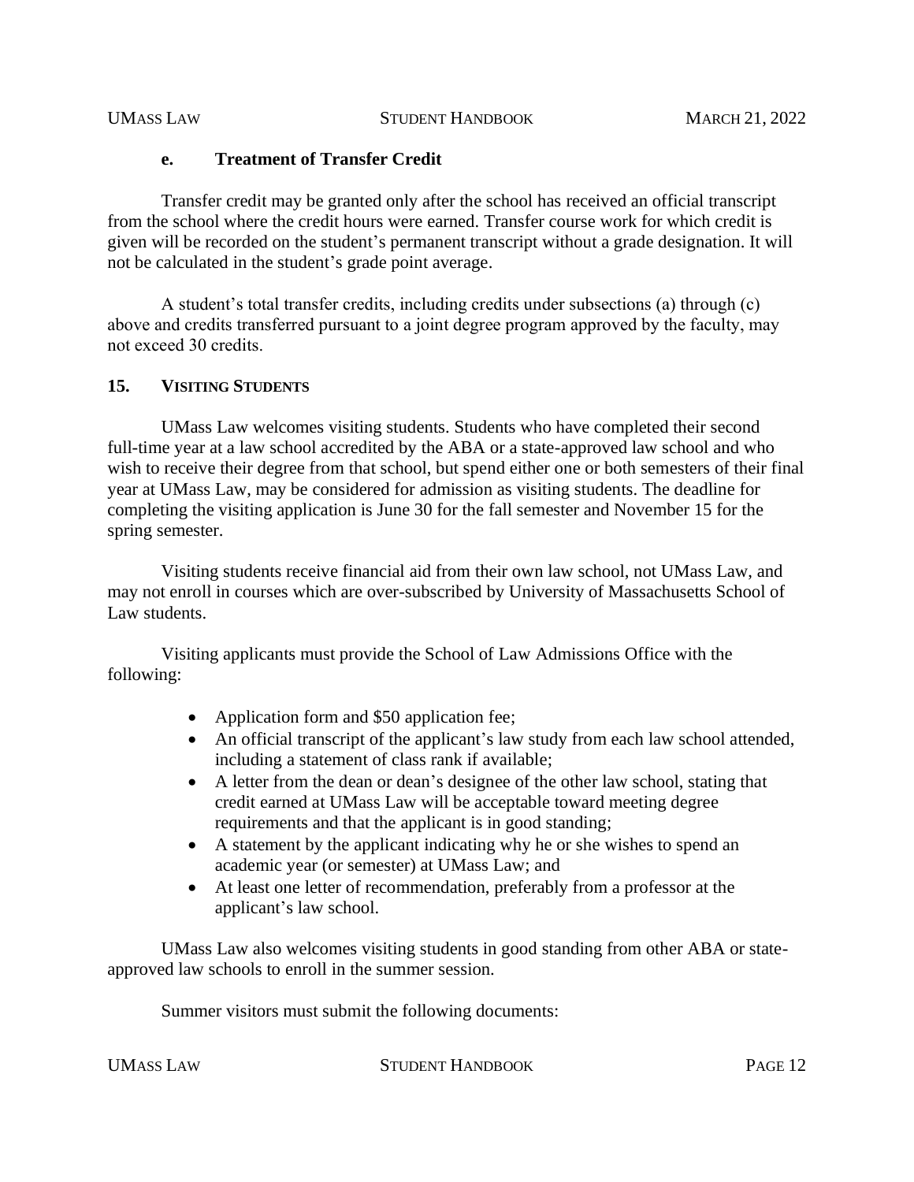#### e. Treatment of Transfer Credit

Transfer credit may be granted only after the school has received an official transcript from the school where the credit hours were earned. Transfer course work for which credit is given will be recorded on the student's permanent transcript without a grade designation. It will not be calculated in the student's grade point average.

A student's total transfer credits, including credits under subsections (a) through (c) above and credits transferred pursuant to a joint degree program approved by the faculty, may not exceed 30 credits.

### 15. VISITING STUDENTS

UMass Law welcomes visiting students. Students who have completed their second full-time year at a law school accredited by the ABA or a state-approved law school and who wish to receive their degree from that school, but spend either one or both semesters of their final year at UMass Law, may be considered for admission as visiting students. The deadline for completing the visiting application is June 30 for the fall semester and November 15 for the spring semester.

Visiting students receive financial aid from their own law school, not UMass Law, and may not enroll in courses which are over-subscribed by University of Massachusetts School of Law students.

Visiting applicants must provide the School of Law Admissions Office with the following:

- Application form and $50 application fee;
- An official transcript of the applicant's law study from each law school attended, including a statement of class rank if available;
- A letter from the dean or dean's designee of the other law school, stating that credit earned at UMass Law will be acceptable toward meeting degree requirements and that the applicant is in good standing;
- A statement by the applicant indicating why he or she wishes to spend an academic year (or semester) at UMass Law; and
- At least one letter of recommendation, preferably from a professor at the applicant's law school.

UMass Law also welcomes visiting students in good standing from other ABA or state-approved law schools to enroll in the summer session.

Summer visitors must submit the following documents: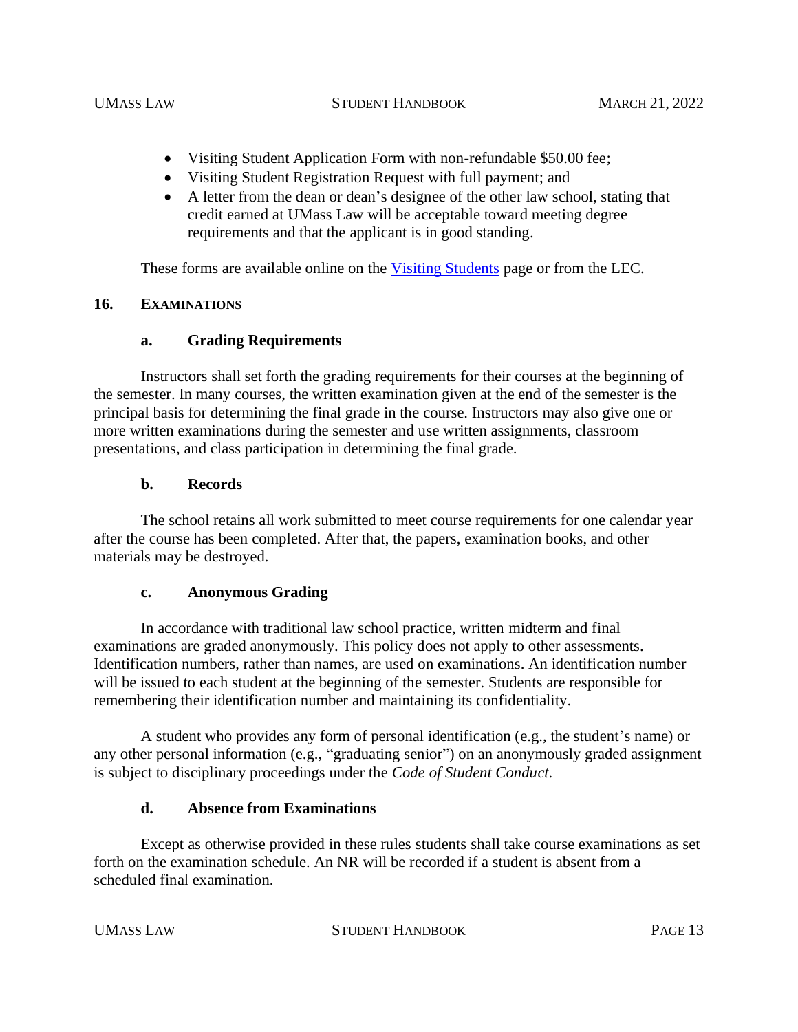- Visiting Student Application Form with non-refundable $50.00 fee;
- Visiting Student Registration Request with full payment; and
- A letter from the dean or dean's designee of the other law school, stating that credit earned at UMass Law will be acceptable toward meeting degree requirements and that the applicant is in good standing.

These forms are available online on the [Visiting Students]() page or from the LEC.

## 16. EXAMINATIONS

### a. Grading Requirements

Instructors shall set forth the grading requirements for their courses at the beginning of the semester. In many courses, the written examination given at the end of the semester is the principal basis for determining the final grade in the course. Instructors may also give one or more written examinations during the semester and use written assignments, classroom presentations, and class participation in determining the final grade.

### b. Records

The school retains all work submitted to meet course requirements for one calendar year after the course has been completed. After that, the papers, examination books, and other materials may be destroyed.

### c. Anonymous Grading

In accordance with traditional law school practice, written midterm and final examinations are graded anonymously. This policy does not apply to other assessments. Identification numbers, rather than names, are used on examinations. An identification number will be issued to each student at the beginning of the semester. Students are responsible for remembering their identification number and maintaining its confidentiality.

A student who provides any form of personal identification (e.g., the student's name) or any other personal information (e.g., "graduating senior") on an anonymously graded assignment is subject to disciplinary proceedings under the *Code of Student Conduct*.

### d. Absence from Examinations

Except as otherwise provided in these rules students shall take course examinations as set forth on the examination schedule. An NR will be recorded if a student is absent from a scheduled final examination.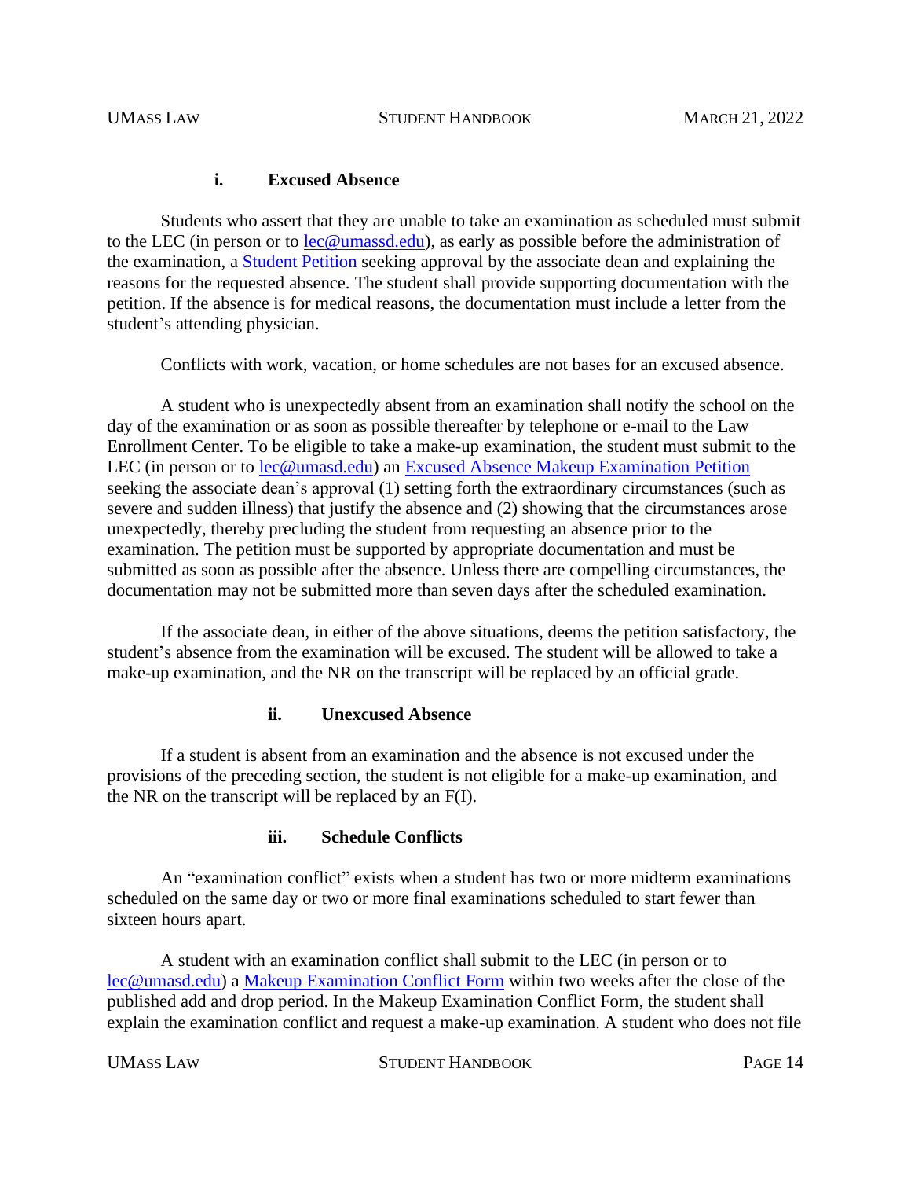#### i. Excused Absence

Students who assert that they are unable to take an examination as scheduled must submit to the LEC (in person or to lec@umassd.edu), as early as possible before the administration of the examination, a Student Petition seeking approval by the associate dean and explaining the reasons for the requested absence. The student shall provide supporting documentation with the petition. If the absence is for medical reasons, the documentation must include a letter from the student's attending physician.

Conflicts with work, vacation, or home schedules are not bases for an excused absence.

A student who is unexpectedly absent from an examination shall notify the school on the day of the examination or as soon as possible thereafter by telephone or e-mail to the Law Enrollment Center. To be eligible to take a make-up examination, the student must submit to the LEC (in person or to lec@umassd.edu) an Excused Absence Makeup Examination Petition seeking the associate dean's approval (1) setting forth the extraordinary circumstances (such as severe and sudden illness) that justify the absence and (2) showing that the circumstances arose unexpectedly, thereby precluding the student from requesting an absence prior to the examination. The petition must be supported by appropriate documentation and must be submitted as soon as possible after the absence. Unless there are compelling circumstances, the documentation may not be submitted more than seven days after the scheduled examination.

If the associate dean, in either of the above situations, deems the petition satisfactory, the student's absence from the examination will be excused. The student will be allowed to take a make-up examination, and the NR on the transcript will be replaced by an official grade.

#### ii. Unexcused Absence

If a student is absent from an examination and the absence is not excused under the provisions of the preceding section, the student is not eligible for a make-up examination, and the NR on the transcript will be replaced by an F(I).

#### iii. Schedule Conflicts

An "examination conflict" exists when a student has two or more midterm examinations scheduled on the same day or two or more final examinations scheduled to start fewer than sixteen hours apart.

A student with an examination conflict shall submit to the LEC (in person or to lec@umasd.edu) a Makeup Examination Conflict Form within two weeks after the close of the published add and drop period. In the Makeup Examination Conflict Form, the student shall explain the examination conflict and request a make-up examination. A student who does not file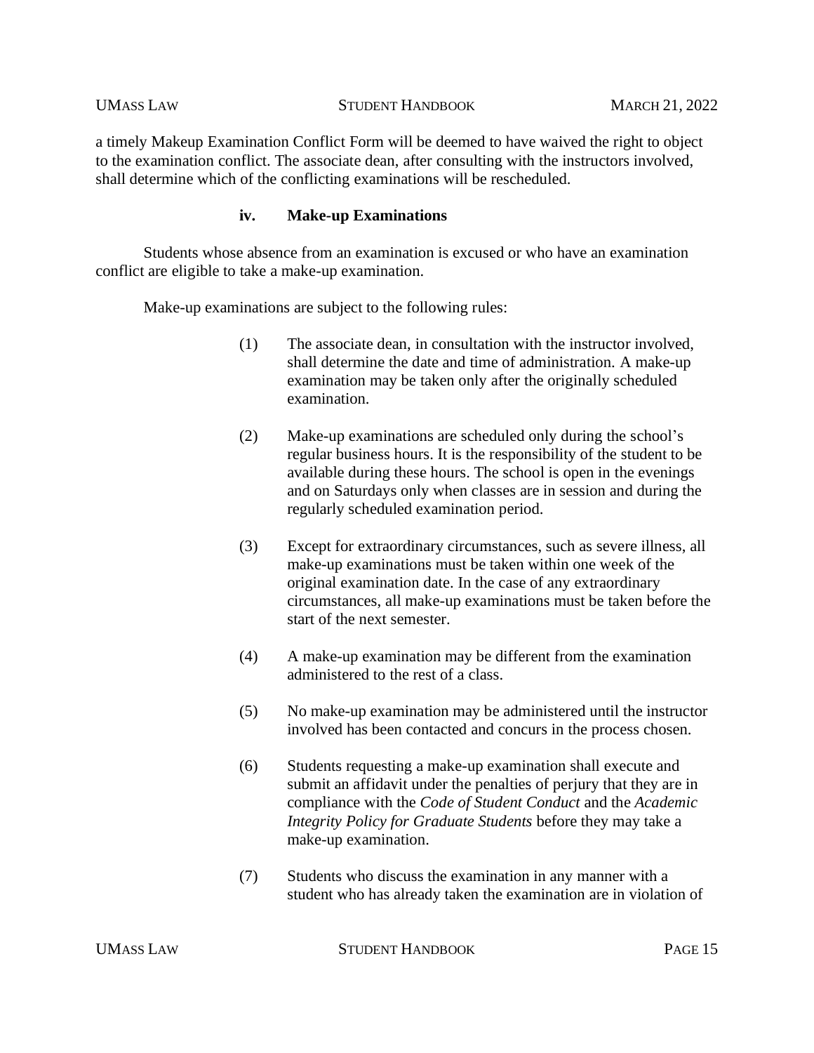a timely Makeup Examination Conflict Form will be deemed to have waived the right to object to the examination conflict. The associate dean, after consulting with the instructors involved, shall determine which of the conflicting examinations will be rescheduled.

#### iv. Make-up Examinations

Students whose absence from an examination is excused or who have an examination conflict are eligible to take a make-up examination.

Make-up examinations are subject to the following rules:

(1) The associate dean, in consultation with the instructor involved, shall determine the date and time of administration. A make-up examination may be taken only after the originally scheduled examination.

(2) Make-up examinations are scheduled only during the school's regular business hours. It is the responsibility of the student to be available during these hours. The school is open in the evenings and on Saturdays only when classes are in session and during the regularly scheduled examination period.

(3) Except for extraordinary circumstances, such as severe illness, all make-up examinations must be taken within one week of the original examination date. In the case of any extraordinary circumstances, all make-up examinations must be taken before the start of the next semester.

(4) A make-up examination may be different from the examination administered to the rest of a class.

(5) No make-up examination may be administered until the instructor involved has been contacted and concurs in the process chosen.

(6) Students requesting a make-up examination shall execute and submit an affidavit under the penalties of perjury that they are in compliance with the *Code of Student Conduct* and the *Academic Integrity Policy for Graduate Students* before they may take a make-up examination.

(7) Students who discuss the examination in any manner with a student who has already taken the examination are in violation of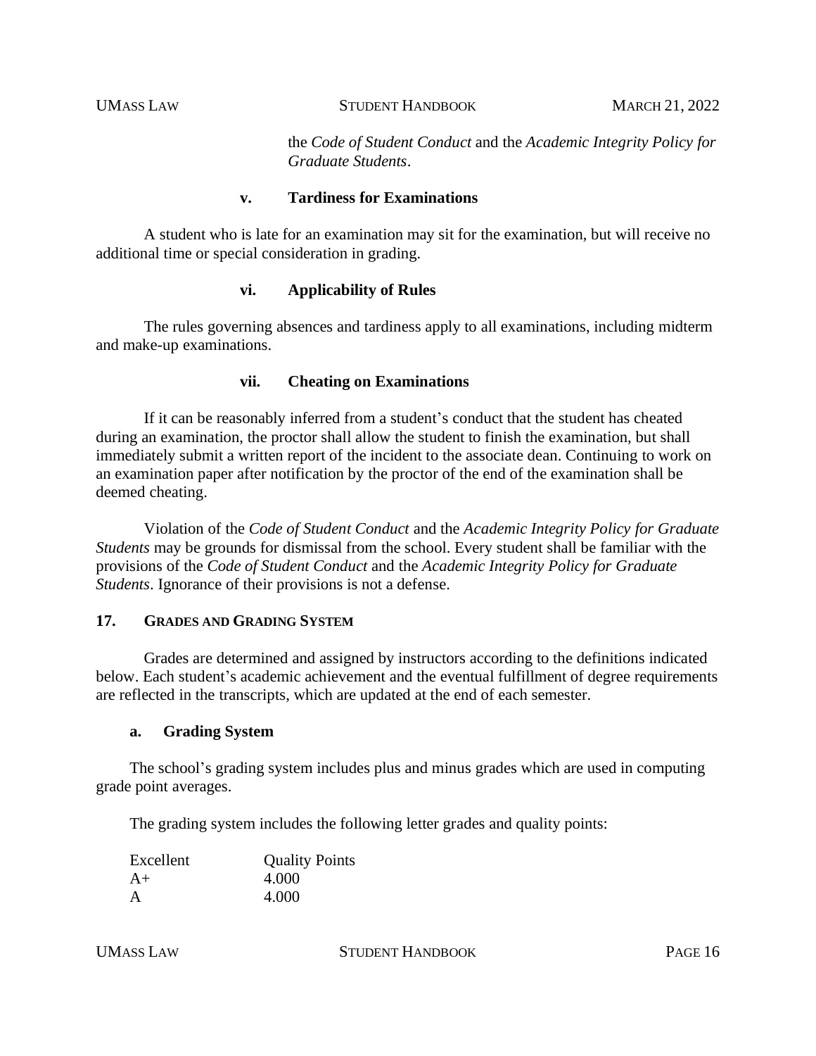the *Code of Student Conduct* and the *Academic Integrity Policy for Graduate Students*.

#### v. Tardiness for Examinations

A student who is late for an examination may sit for the examination, but will receive no additional time or special consideration in grading.

#### vi. Applicability of Rules

The rules governing absences and tardiness apply to all examinations, including midterm and make-up examinations.

#### vii. Cheating on Examinations

If it can be reasonably inferred from a student's conduct that the student has cheated during an examination, the proctor shall allow the student to finish the examination, but shall immediately submit a written report of the incident to the associate dean. Continuing to work on an examination paper after notification by the proctor of the end of the examination shall be deemed cheating.

Violation of the *Code of Student Conduct* and the *Academic Integrity Policy for Graduate Students* may be grounds for dismissal from the school. Every student shall be familiar with the provisions of the *Code of Student Conduct* and the *Academic Integrity Policy for Graduate Students*. Ignorance of their provisions is not a defense.

## 17. GRADES AND GRADING SYSTEM

Grades are determined and assigned by instructors according to the definitions indicated below. Each student's academic achievement and the eventual fulfillment of degree requirements are reflected in the transcripts, which are updated at the end of each semester.

### a. Grading System

The school's grading system includes plus and minus grades which are used in computing grade point averages.

The grading system includes the following letter grades and quality points:

| Excellent | Quality Points |
|---|---|
| A+ | 4.000 |
| A | 4.000 |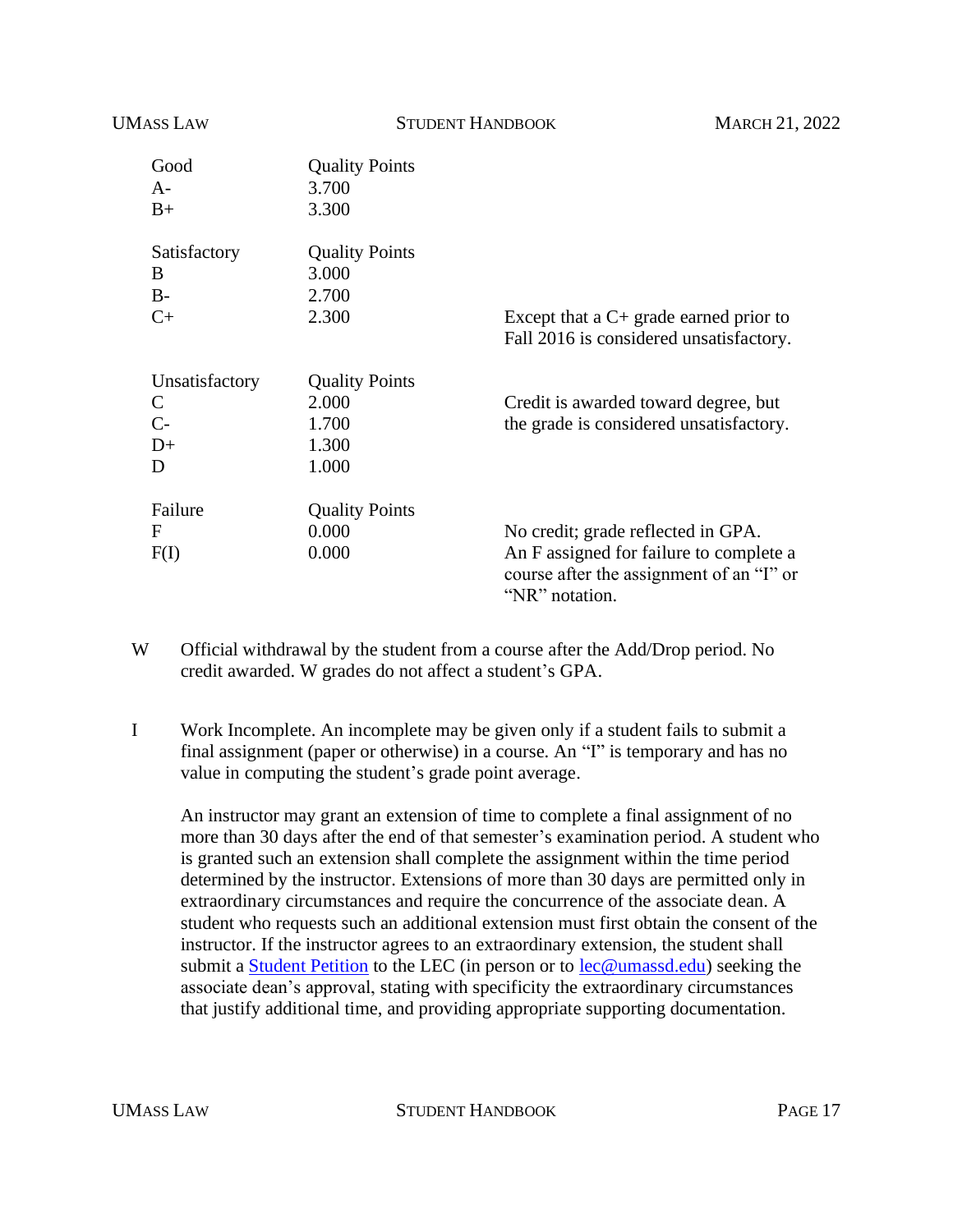| Good | Quality Points | |
|---|---|---|
| A- | 3.700 | |
| B+ | 3.300 | |
| **Satisfactory** | **Quality Points** | |
| B | 3.000 | |
| B- | 2.700 | |
| C+ | 2.300 | Except that a C+ grade earned prior to Fall 2016 is considered unsatisfactory. |
| **Unsatisfactory** | **Quality Points** | |
| C | 2.000 | Credit is awarded toward degree, but the grade is considered unsatisfactory. |
| C- | 1.700 | |
| D+ | 1.300 | |
| D | 1.000 | |
| **Failure** | **Quality Points** | |
| F | 0.000 | No credit; grade reflected in GPA. |
| F(I) | 0.000 | An F assigned for failure to complete a course after the assignment of an "I" or "NR" notation. |

W   Official withdrawal by the student from a course after the Add/Drop period. No credit awarded. W grades do not affect a student's GPA.

I   Work Incomplete. An incomplete may be given only if a student fails to submit a final assignment (paper or otherwise) in a course. An "I" is temporary and has no value in computing the student's grade point average.

An instructor may grant an extension of time to complete a final assignment of no more than 30 days after the end of that semester's examination period. A student who is granted such an extension shall complete the assignment within the time period determined by the instructor. Extensions of more than 30 days are permitted only in extraordinary circumstances and require the concurrence of the associate dean. A student who requests such an additional extension must first obtain the consent of the instructor. If the instructor agrees to an extraordinary extension, the student shall submit a Student Petition to the LEC (in person or to lec@umassd.edu) seeking the associate dean's approval, stating with specificity the extraordinary circumstances that justify additional time, and providing appropriate supporting documentation.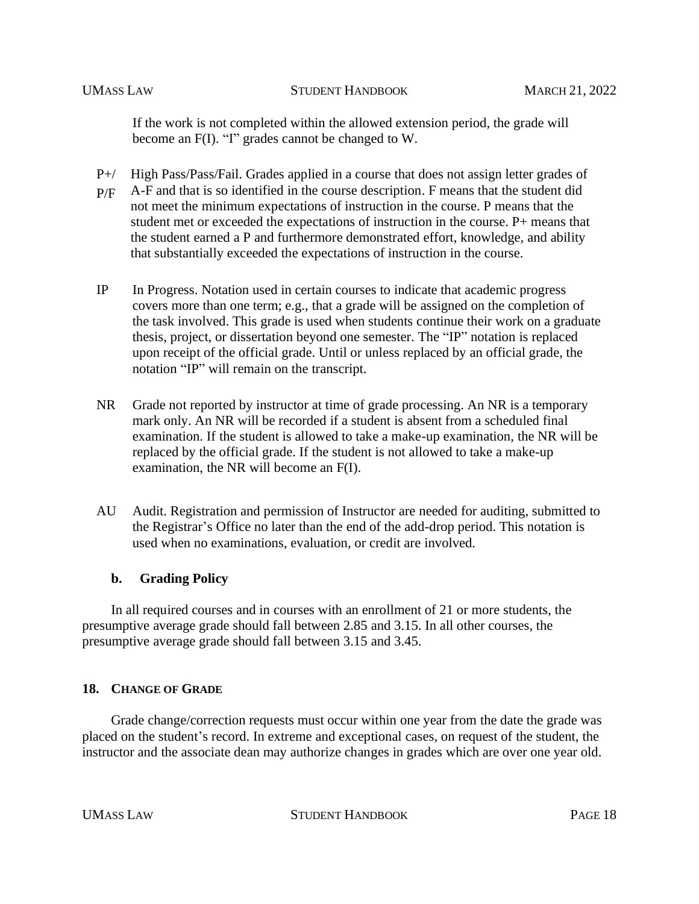If the work is not completed within the allowed extension period, the grade will become an F(I). "I" grades cannot be changed to W.

**P+/P/F** High Pass/Pass/Fail. Grades applied in a course that does not assign letter grades of A-F and that is so identified in the course description. F means that the student did not meet the minimum expectations of instruction in the course. P means that the student met or exceeded the expectations of instruction in the course. P+ means that the student earned a P and furthermore demonstrated effort, knowledge, and ability that substantially exceeded the expectations of instruction in the course.

**IP** In Progress. Notation used in certain courses to indicate that academic progress covers more than one term; e.g., that a grade will be assigned on the completion of the task involved. This grade is used when students continue their work on a graduate thesis, project, or dissertation beyond one semester. The "IP" notation is replaced upon receipt of the official grade. Until or unless replaced by an official grade, the notation "IP" will remain on the transcript.

**NR** Grade not reported by instructor at time of grade processing. An NR is a temporary mark only. An NR will be recorded if a student is absent from a scheduled final examination. If the student is allowed to take a make-up examination, the NR will be replaced by the official grade. If the student is not allowed to take a make-up examination, the NR will become an F(I).

**AU** Audit. Registration and permission of Instructor are needed for auditing, submitted to the Registrar's Office no later than the end of the add-drop period. This notation is used when no examinations, evaluation, or credit are involved.

### b. Grading Policy

In all required courses and in courses with an enrollment of 21 or more students, the presumptive average grade should fall between 2.85 and 3.15. In all other courses, the presumptive average grade should fall between 3.15 and 3.45.

## 18. Change of Grade

Grade change/correction requests must occur within one year from the date the grade was placed on the student's record. In extreme and exceptional cases, on request of the student, the instructor and the associate dean may authorize changes in grades which are over one year old.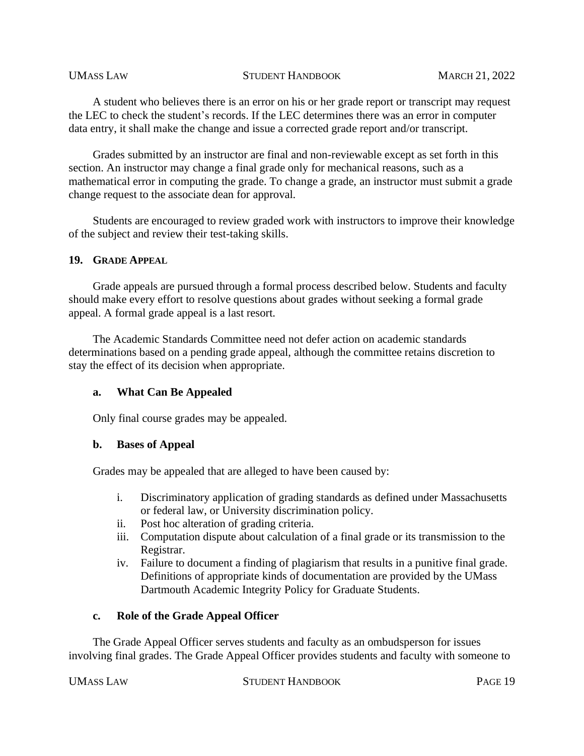A student who believes there is an error on his or her grade report or transcript may request the LEC to check the student's records. If the LEC determines there was an error in computer data entry, it shall make the change and issue a corrected grade report and/or transcript.

Grades submitted by an instructor are final and non-reviewable except as set forth in this section. An instructor may change a final grade only for mechanical reasons, such as a mathematical error in computing the grade. To change a grade, an instructor must submit a grade change request to the associate dean for approval.

Students are encouraged to review graded work with instructors to improve their knowledge of the subject and review their test-taking skills.

## 19. GRADE APPEAL

Grade appeals are pursued through a formal process described below. Students and faculty should make every effort to resolve questions about grades without seeking a formal grade appeal. A formal grade appeal is a last resort.

The Academic Standards Committee need not defer action on academic standards determinations based on a pending grade appeal, although the committee retains discretion to stay the effect of its decision when appropriate.

### a. What Can Be Appealed

Only final course grades may be appealed.

### b. Bases of Appeal

Grades may be appealed that are alleged to have been caused by:

i. Discriminatory application of grading standards as defined under Massachusetts or federal law, or University discrimination policy.
ii. Post hoc alteration of grading criteria.
iii. Computation dispute about calculation of a final grade or its transmission to the Registrar.
iv. Failure to document a finding of plagiarism that results in a punitive final grade. Definitions of appropriate kinds of documentation are provided by the UMass Dartmouth Academic Integrity Policy for Graduate Students.

### c. Role of the Grade Appeal Officer

The Grade Appeal Officer serves students and faculty as an ombudsperson for issues involving final grades. The Grade Appeal Officer provides students and faculty with someone to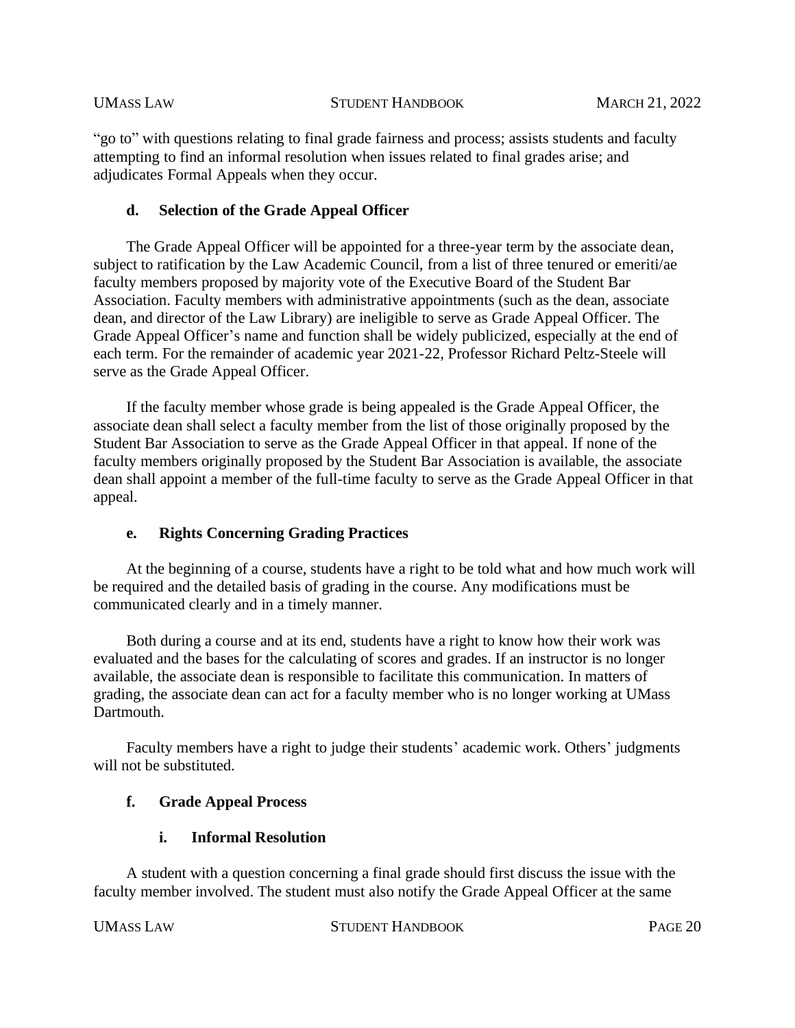"go to" with questions relating to final grade fairness and process; assists students and faculty attempting to find an informal resolution when issues related to final grades arise; and adjudicates Formal Appeals when they occur.

#### d. Selection of the Grade Appeal Officer

The Grade Appeal Officer will be appointed for a three-year term by the associate dean, subject to ratification by the Law Academic Council, from a list of three tenured or emeriti/ae faculty members proposed by majority vote of the Executive Board of the Student Bar Association. Faculty members with administrative appointments (such as the dean, associate dean, and director of the Law Library) are ineligible to serve as Grade Appeal Officer. The Grade Appeal Officer's name and function shall be widely publicized, especially at the end of each term. For the remainder of academic year 2021-22, Professor Richard Peltz-Steele will serve as the Grade Appeal Officer.

If the faculty member whose grade is being appealed is the Grade Appeal Officer, the associate dean shall select a faculty member from the list of those originally proposed by the Student Bar Association to serve as the Grade Appeal Officer in that appeal. If none of the faculty members originally proposed by the Student Bar Association is available, the associate dean shall appoint a member of the full-time faculty to serve as the Grade Appeal Officer in that appeal.

#### e. Rights Concerning Grading Practices

At the beginning of a course, students have a right to be told what and how much work will be required and the detailed basis of grading in the course. Any modifications must be communicated clearly and in a timely manner.

Both during a course and at its end, students have a right to know how their work was evaluated and the bases for the calculating of scores and grades. If an instructor is no longer available, the associate dean is responsible to facilitate this communication. In matters of grading, the associate dean can act for a faculty member who is no longer working at UMass Dartmouth.

Faculty members have a right to judge their students' academic work. Others' judgments will not be substituted.

#### f. Grade Appeal Process

##### i. Informal Resolution

A student with a question concerning a final grade should first discuss the issue with the faculty member involved. The student must also notify the Grade Appeal Officer at the same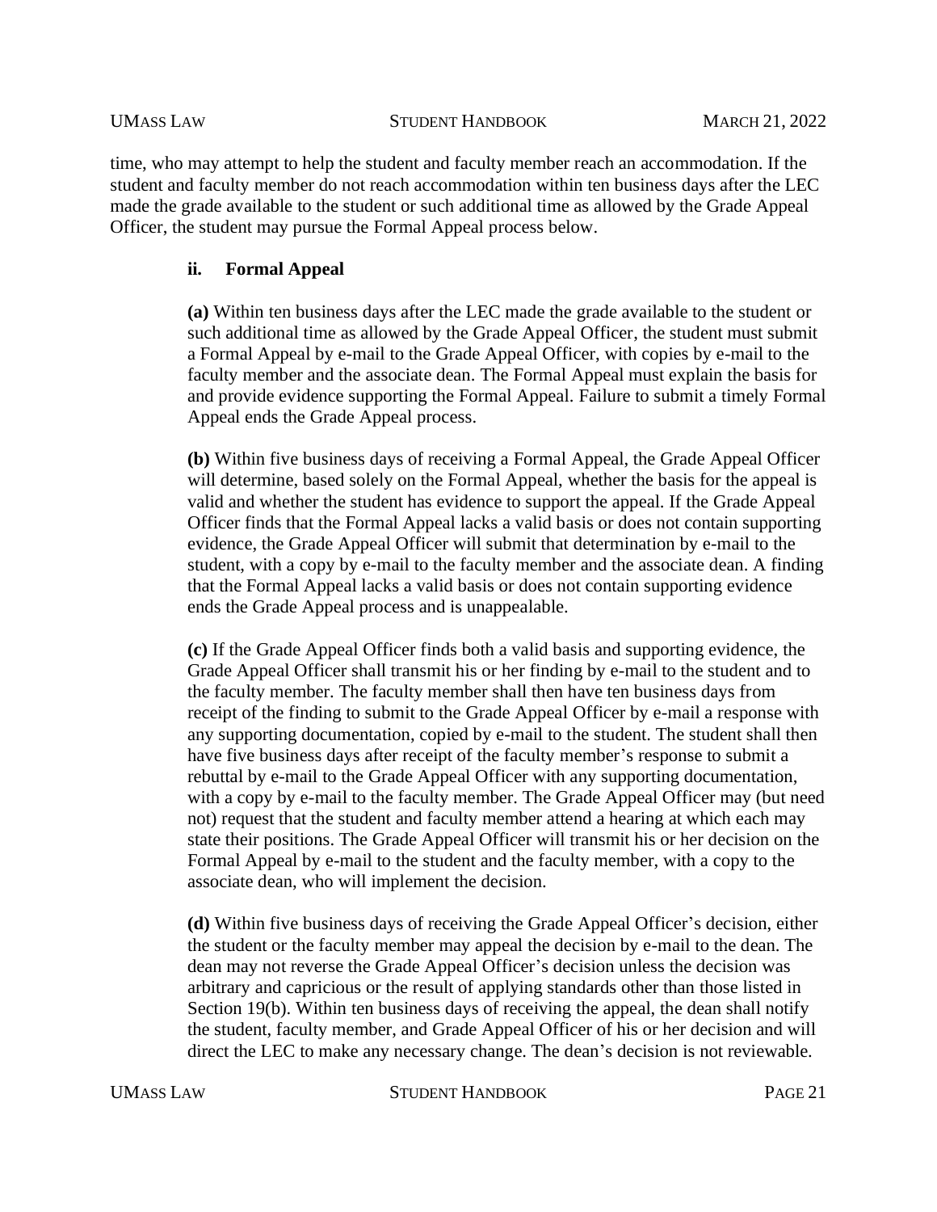time, who may attempt to help the student and faculty member reach an accommodation. If the student and faculty member do not reach accommodation within ten business days after the LEC made the grade available to the student or such additional time as allowed by the Grade Appeal Officer, the student may pursue the Formal Appeal process below.

**ii. Formal Appeal**

**(a)** Within ten business days after the LEC made the grade available to the student or such additional time as allowed by the Grade Appeal Officer, the student must submit a Formal Appeal by e-mail to the Grade Appeal Officer, with copies by e-mail to the faculty member and the associate dean. The Formal Appeal must explain the basis for and provide evidence supporting the Formal Appeal. Failure to submit a timely Formal Appeal ends the Grade Appeal process.

**(b)** Within five business days of receiving a Formal Appeal, the Grade Appeal Officer will determine, based solely on the Formal Appeal, whether the basis for the appeal is valid and whether the student has evidence to support the appeal. If the Grade Appeal Officer finds that the Formal Appeal lacks a valid basis or does not contain supporting evidence, the Grade Appeal Officer will submit that determination by e-mail to the student, with a copy by e-mail to the faculty member and the associate dean. A finding that the Formal Appeal lacks a valid basis or does not contain supporting evidence ends the Grade Appeal process and is unappealable.

**(c)** If the Grade Appeal Officer finds both a valid basis and supporting evidence, the Grade Appeal Officer shall transmit his or her finding by e-mail to the student and to the faculty member. The faculty member shall then have ten business days from receipt of the finding to submit to the Grade Appeal Officer by e-mail a response with any supporting documentation, copied by e-mail to the student. The student shall then have five business days after receipt of the faculty member's response to submit a rebuttal by e-mail to the Grade Appeal Officer with any supporting documentation, with a copy by e-mail to the faculty member. The Grade Appeal Officer may (but need not) request that the student and faculty member attend a hearing at which each may state their positions. The Grade Appeal Officer will transmit his or her decision on the Formal Appeal by e-mail to the student and the faculty member, with a copy to the associate dean, who will implement the decision.

**(d)** Within five business days of receiving the Grade Appeal Officer's decision, either the student or the faculty member may appeal the decision by e-mail to the dean. The dean may not reverse the Grade Appeal Officer's decision unless the decision was arbitrary and capricious or the result of applying standards other than those listed in Section 19(b). Within ten business days of receiving the appeal, the dean shall notify the student, faculty member, and Grade Appeal Officer of his or her decision and will direct the LEC to make any necessary change. The dean's decision is not reviewable.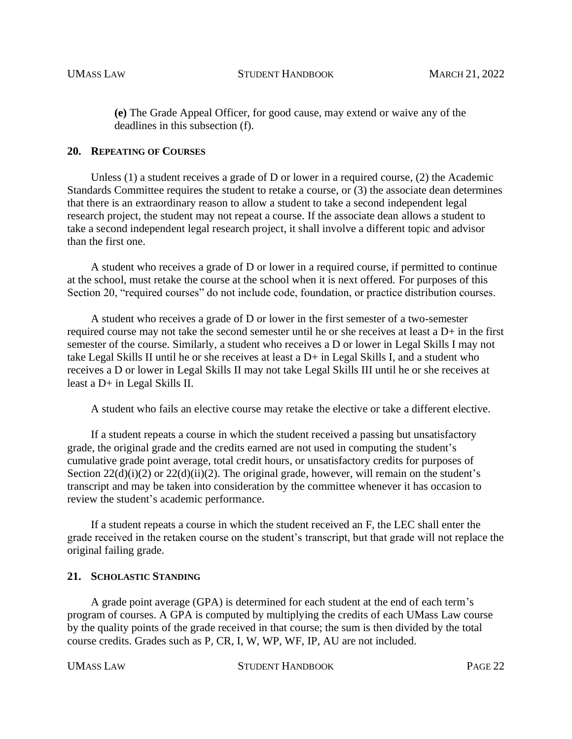**(e)** The Grade Appeal Officer, for good cause, may extend or waive any of the deadlines in this subsection (f).

## 20. Repeating of Courses

Unless (1) a student receives a grade of D or lower in a required course, (2) the Academic Standards Committee requires the student to retake a course, or (3) the associate dean determines that there is an extraordinary reason to allow a student to take a second independent legal research project, the student may not repeat a course. If the associate dean allows a student to take a second independent legal research project, it shall involve a different topic and advisor than the first one.

A student who receives a grade of D or lower in a required course, if permitted to continue at the school, must retake the course at the school when it is next offered. For purposes of this Section 20, "required courses" do not include code, foundation, or practice distribution courses.

A student who receives a grade of D or lower in the first semester of a two-semester required course may not take the second semester until he or she receives at least a D+ in the first semester of the course. Similarly, a student who receives a D or lower in Legal Skills I may not take Legal Skills II until he or she receives at least a D+ in Legal Skills I, and a student who receives a D or lower in Legal Skills II may not take Legal Skills III until he or she receives at least a D+ in Legal Skills II.

A student who fails an elective course may retake the elective or take a different elective.

If a student repeats a course in which the student received a passing but unsatisfactory grade, the original grade and the credits earned are not used in computing the student's cumulative grade point average, total credit hours, or unsatisfactory credits for purposes of Section 22(d)(i)(2) or 22(d)(ii)(2). The original grade, however, will remain on the student's transcript and may be taken into consideration by the committee whenever it has occasion to review the student's academic performance.

If a student repeats a course in which the student received an F, the LEC shall enter the grade received in the retaken course on the student's transcript, but that grade will not replace the original failing grade.

## 21. Scholastic Standing

A grade point average (GPA) is determined for each student at the end of each term's program of courses. A GPA is computed by multiplying the credits of each UMass Law course by the quality points of the grade received in that course; the sum is then divided by the total course credits. Grades such as P, CR, I, W, WP, WF, IP, AU are not included.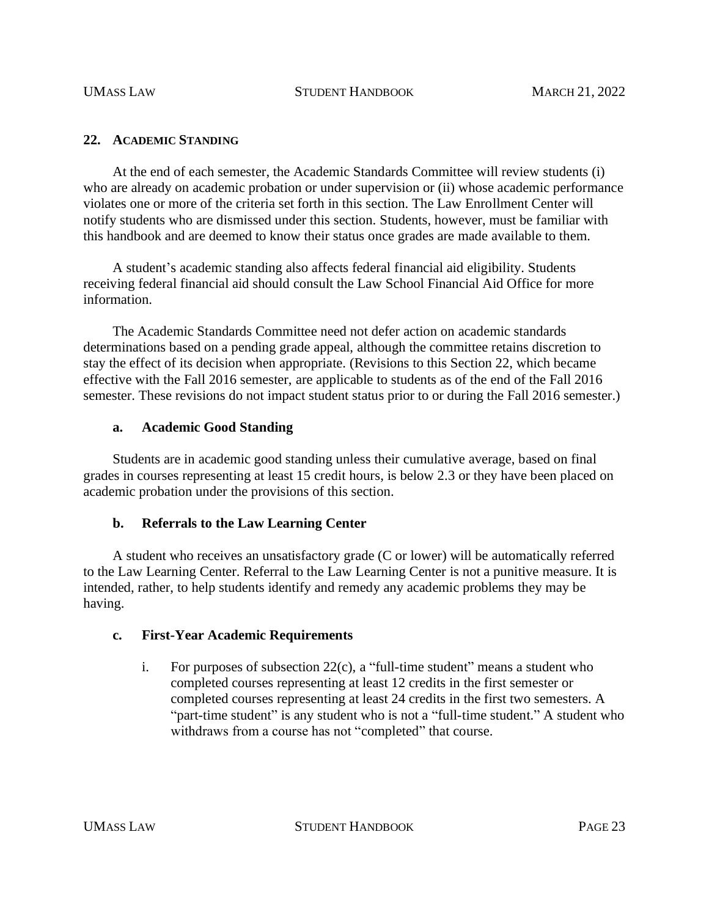## 22. ACADEMIC STANDING

At the end of each semester, the Academic Standards Committee will review students (i) who are already on academic probation or under supervision or (ii) whose academic performance violates one or more of the criteria set forth in this section. The Law Enrollment Center will notify students who are dismissed under this section. Students, however, must be familiar with this handbook and are deemed to know their status once grades are made available to them.

A student's academic standing also affects federal financial aid eligibility. Students receiving federal financial aid should consult the Law School Financial Aid Office for more information.

The Academic Standards Committee need not defer action on academic standards determinations based on a pending grade appeal, although the committee retains discretion to stay the effect of its decision when appropriate. (Revisions to this Section 22, which became effective with the Fall 2016 semester, are applicable to students as of the end of the Fall 2016 semester. These revisions do not impact student status prior to or during the Fall 2016 semester.)

### a. Academic Good Standing

Students are in academic good standing unless their cumulative average, based on final grades in courses representing at least 15 credit hours, is below 2.3 or they have been placed on academic probation under the provisions of this section.

### b. Referrals to the Law Learning Center

A student who receives an unsatisfactory grade (C or lower) will be automatically referred to the Law Learning Center. Referral to the Law Learning Center is not a punitive measure. It is intended, rather, to help students identify and remedy any academic problems they may be having.

### c. First-Year Academic Requirements

i. For purposes of subsection 22(c), a "full-time student" means a student who completed courses representing at least 12 credits in the first semester or completed courses representing at least 24 credits in the first two semesters. A "part-time student" is any student who is not a "full-time student." A student who withdraws from a course has not "completed" that course.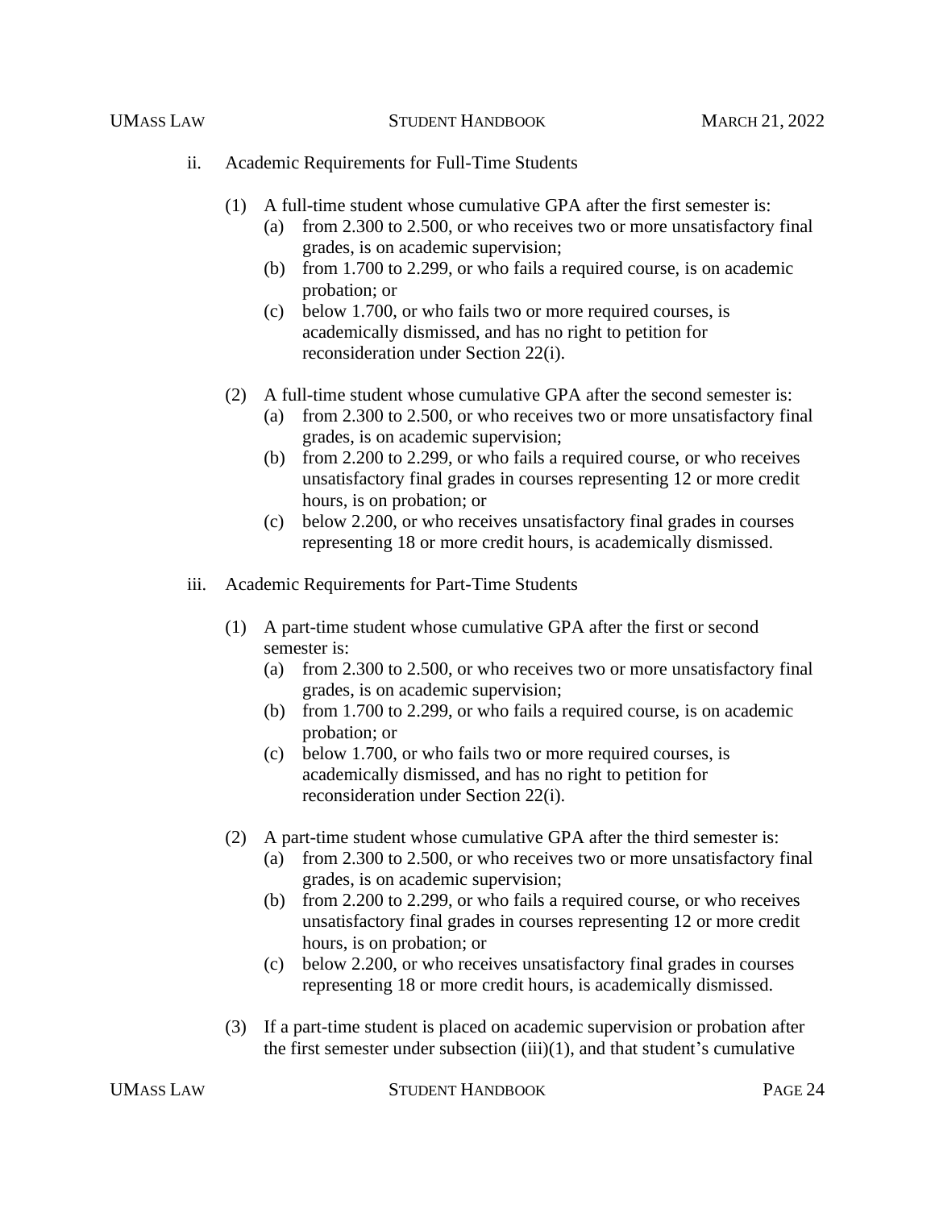ii. Academic Requirements for Full-Time Students

(1) A full-time student whose cumulative GPA after the first semester is:
   (a) from 2.300 to 2.500, or who receives two or more unsatisfactory final grades, is on academic supervision;
   (b) from 1.700 to 2.299, or who fails a required course, is on academic probation; or
   (c) below 1.700, or who fails two or more required courses, is academically dismissed, and has no right to petition for reconsideration under Section 22(i).

(2) A full-time student whose cumulative GPA after the second semester is:
   (a) from 2.300 to 2.500, or who receives two or more unsatisfactory final grades, is on academic supervision;
   (b) from 2.200 to 2.299, or who fails a required course, or who receives unsatisfactory final grades in courses representing 12 or more credit hours, is on probation; or
   (c) below 2.200, or who receives unsatisfactory final grades in courses representing 18 or more credit hours, is academically dismissed.

iii. Academic Requirements for Part-Time Students

(1) A part-time student whose cumulative GPA after the first or second semester is:
   (a) from 2.300 to 2.500, or who receives two or more unsatisfactory final grades, is on academic supervision;
   (b) from 1.700 to 2.299, or who fails a required course, is on academic probation; or
   (c) below 1.700, or who fails two or more required courses, is academically dismissed, and has no right to petition for reconsideration under Section 22(i).

(2) A part-time student whose cumulative GPA after the third semester is:
   (a) from 2.300 to 2.500, or who receives two or more unsatisfactory final grades, is on academic supervision;
   (b) from 2.200 to 2.299, or who fails a required course, or who receives unsatisfactory final grades in courses representing 12 or more credit hours, is on probation; or
   (c) below 2.200, or who receives unsatisfactory final grades in courses representing 18 or more credit hours, is academically dismissed.

(3) If a part-time student is placed on academic supervision or probation after the first semester under subsection (iii)(1), and that student's cumulative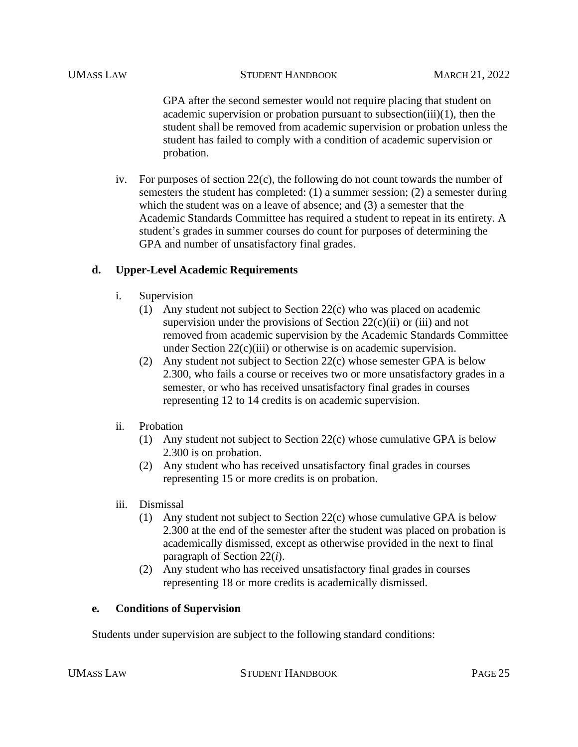GPA after the second semester would not require placing that student on academic supervision or probation pursuant to subsection(iii)(1), then the student shall be removed from academic supervision or probation unless the student has failed to comply with a condition of academic supervision or probation.

iv. For purposes of section 22(c), the following do not count towards the number of semesters the student has completed: (1) a summer session; (2) a semester during which the student was on a leave of absence; and (3) a semester that the Academic Standards Committee has required a student to repeat in its entirety. A student's grades in summer courses do count for purposes of determining the GPA and number of unsatisfactory final grades.

### d. Upper-Level Academic Requirements

i. Supervision

(1) Any student not subject to Section 22(c) who was placed on academic supervision under the provisions of Section 22(c)(ii) or (iii) and not removed from academic supervision by the Academic Standards Committee under Section 22(c)(iii) or otherwise is on academic supervision.

(2) Any student not subject to Section 22(c) whose semester GPA is below 2.300, who fails a course or receives two or more unsatisfactory grades in a semester, or who has received unsatisfactory final grades in courses representing 12 to 14 credits is on academic supervision.

ii. Probation

(1) Any student not subject to Section 22(c) whose cumulative GPA is below 2.300 is on probation.

(2) Any student who has received unsatisfactory final grades in courses representing 15 or more credits is on probation.

iii. Dismissal

(1) Any student not subject to Section 22(c) whose cumulative GPA is below 2.300 at the end of the semester after the student was placed on probation is academically dismissed, except as otherwise provided in the next to final paragraph of Section 22(*i*).

(2) Any student who has received unsatisfactory final grades in courses representing 18 or more credits is academically dismissed.

### e. Conditions of Supervision

Students under supervision are subject to the following standard conditions: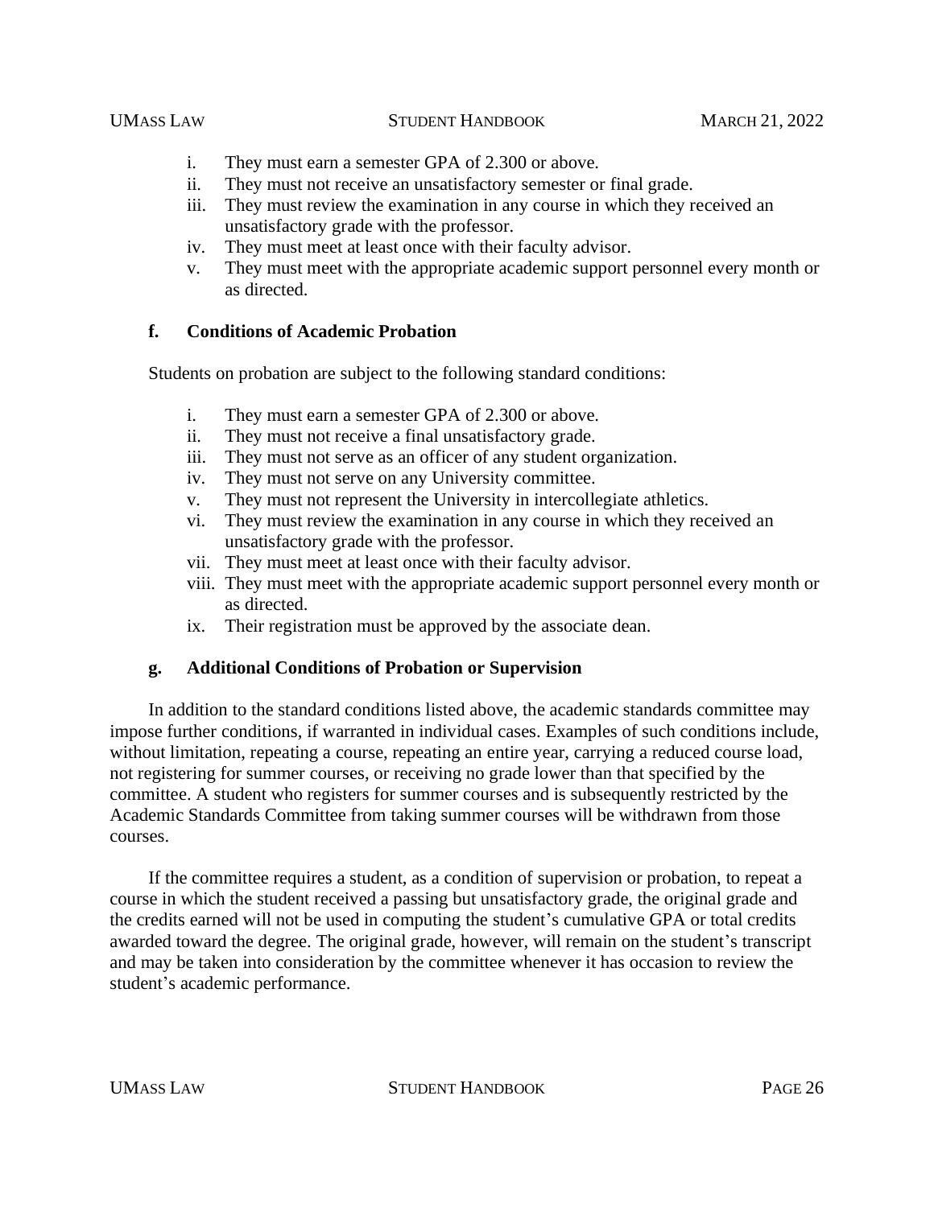i. They must earn a semester GPA of 2.300 or above.
ii. They must not receive an unsatisfactory semester or final grade.
iii. They must review the examination in any course in which they received an unsatisfactory grade with the professor.
iv. They must meet at least once with their faculty advisor.
v. They must meet with the appropriate academic support personnel every month or as directed.

### f. Conditions of Academic Probation

Students on probation are subject to the following standard conditions:

i. They must earn a semester GPA of 2.300 or above.
ii. They must not receive a final unsatisfactory grade.
iii. They must not serve as an officer of any student organization.
iv. They must not serve on any University committee.
v. They must not represent the University in intercollegiate athletics.
vi. They must review the examination in any course in which they received an unsatisfactory grade with the professor.
vii. They must meet at least once with their faculty advisor.
viii. They must meet with the appropriate academic support personnel every month or as directed.
ix. Their registration must be approved by the associate dean.

### g. Additional Conditions of Probation or Supervision

In addition to the standard conditions listed above, the academic standards committee may impose further conditions, if warranted in individual cases. Examples of such conditions include, without limitation, repeating a course, repeating an entire year, carrying a reduced course load, not registering for summer courses, or receiving no grade lower than that specified by the committee. A student who registers for summer courses and is subsequently restricted by the Academic Standards Committee from taking summer courses will be withdrawn from those courses.

If the committee requires a student, as a condition of supervision or probation, to repeat a course in which the student received a passing but unsatisfactory grade, the original grade and the credits earned will not be used in computing the student's cumulative GPA or total credits awarded toward the degree. The original grade, however, will remain on the student's transcript and may be taken into consideration by the committee whenever it has occasion to review the student's academic performance.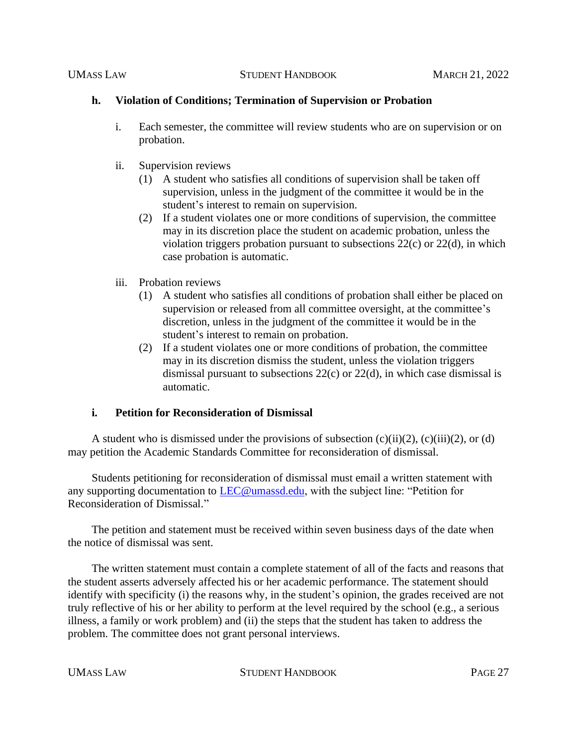#### h. Violation of Conditions; Termination of Supervision or Probation

i. Each semester, the committee will review students who are on supervision or on probation.

ii. Supervision reviews
   (1) A student who satisfies all conditions of supervision shall be taken off supervision, unless in the judgment of the committee it would be in the student's interest to remain on supervision.
   (2) If a student violates one or more conditions of supervision, the committee may in its discretion place the student on academic probation, unless the violation triggers probation pursuant to subsections 22(c) or 22(d), in which case probation is automatic.

iii. Probation reviews
   (1) A student who satisfies all conditions of probation shall either be placed on supervision or released from all committee oversight, at the committee's discretion, unless in the judgment of the committee it would be in the student's interest to remain on probation.
   (2) If a student violates one or more conditions of probation, the committee may in its discretion dismiss the student, unless the violation triggers dismissal pursuant to subsections 22(c) or 22(d), in which case dismissal is automatic.

#### i. Petition for Reconsideration of Dismissal

A student who is dismissed under the provisions of subsection (c)(ii)(2), (c)(iii)(2), or (d) may petition the Academic Standards Committee for reconsideration of dismissal.

Students petitioning for reconsideration of dismissal must email a written statement with any supporting documentation to LEC@umassd.edu, with the subject line: "Petition for Reconsideration of Dismissal."

The petition and statement must be received within seven business days of the date when the notice of dismissal was sent.

The written statement must contain a complete statement of all of the facts and reasons that the student asserts adversely affected his or her academic performance. The statement should identify with specificity (i) the reasons why, in the student's opinion, the grades received are not truly reflective of his or her ability to perform at the level required by the school (e.g., a serious illness, a family or work problem) and (ii) the steps that the student has taken to address the problem. The committee does not grant personal interviews.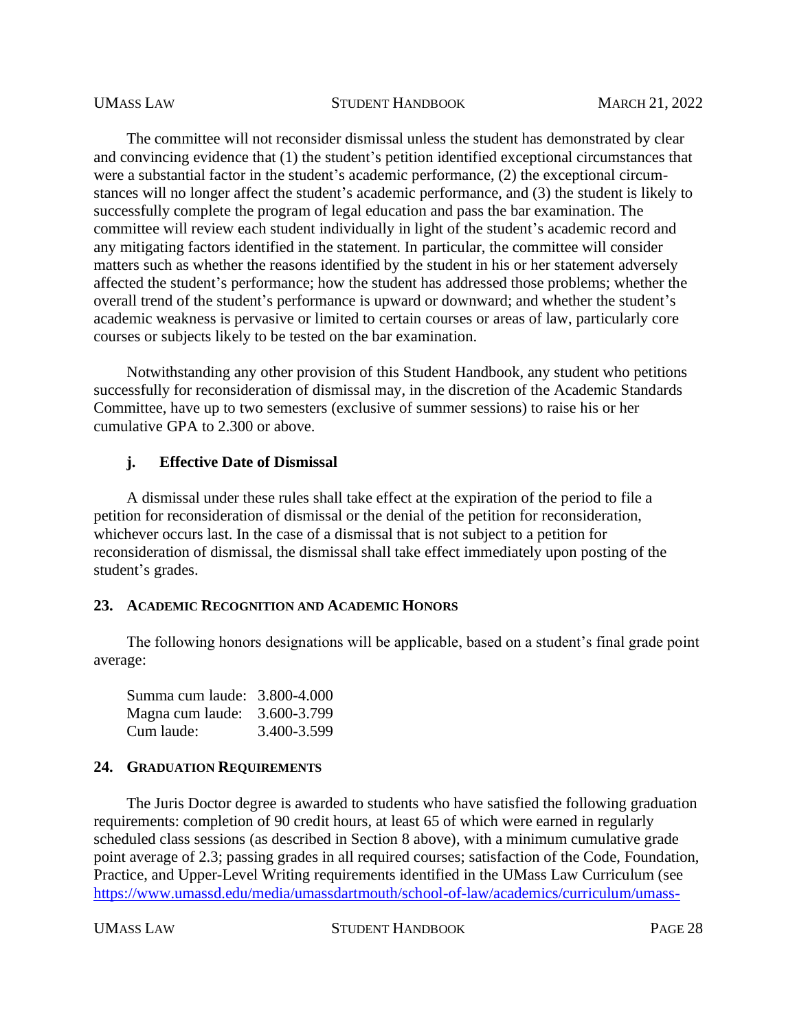The committee will not reconsider dismissal unless the student has demonstrated by clear and convincing evidence that (1) the student's petition identified exceptional circumstances that were a substantial factor in the student's academic performance, (2) the exceptional circumstances will no longer affect the student's academic performance, and (3) the student is likely to successfully complete the program of legal education and pass the bar examination. The committee will review each student individually in light of the student's academic record and any mitigating factors identified in the statement. In particular, the committee will consider matters such as whether the reasons identified by the student in his or her statement adversely affected the student's performance; how the student has addressed those problems; whether the overall trend of the student's performance is upward or downward; and whether the student's academic weakness is pervasive or limited to certain courses or areas of law, particularly core courses or subjects likely to be tested on the bar examination.

Notwithstanding any other provision of this Student Handbook, any student who petitions successfully for reconsideration of dismissal may, in the discretion of the Academic Standards Committee, have up to two semesters (exclusive of summer sessions) to raise his or her cumulative GPA to 2.300 or above.

#### j. Effective Date of Dismissal

A dismissal under these rules shall take effect at the expiration of the period to file a petition for reconsideration of dismissal or the denial of the petition for reconsideration, whichever occurs last. In the case of a dismissal that is not subject to a petition for reconsideration of dismissal, the dismissal shall take effect immediately upon posting of the student's grades.

### 23. Academic Recognition and Academic Honors

The following honors designations will be applicable, based on a student's final grade point average:

| | |
|---|---|
| Summa cum laude: | 3.800-4.000 |
| Magna cum laude: | 3.600-3.799 |
| Cum laude: | 3.400-3.599 |

### 24. Graduation Requirements

The Juris Doctor degree is awarded to students who have satisfied the following graduation requirements: completion of 90 credit hours, at least 65 of which were earned in regularly scheduled class sessions (as described in Section 8 above), with a minimum cumulative grade point average of 2.3; passing grades in all required courses; satisfaction of the Code, Foundation, Practice, and Upper-Level Writing requirements identified in the UMass Law Curriculum (see https://www.umassd.edu/media/umassdartmouth/school-of-law/academics/curriculum/umass-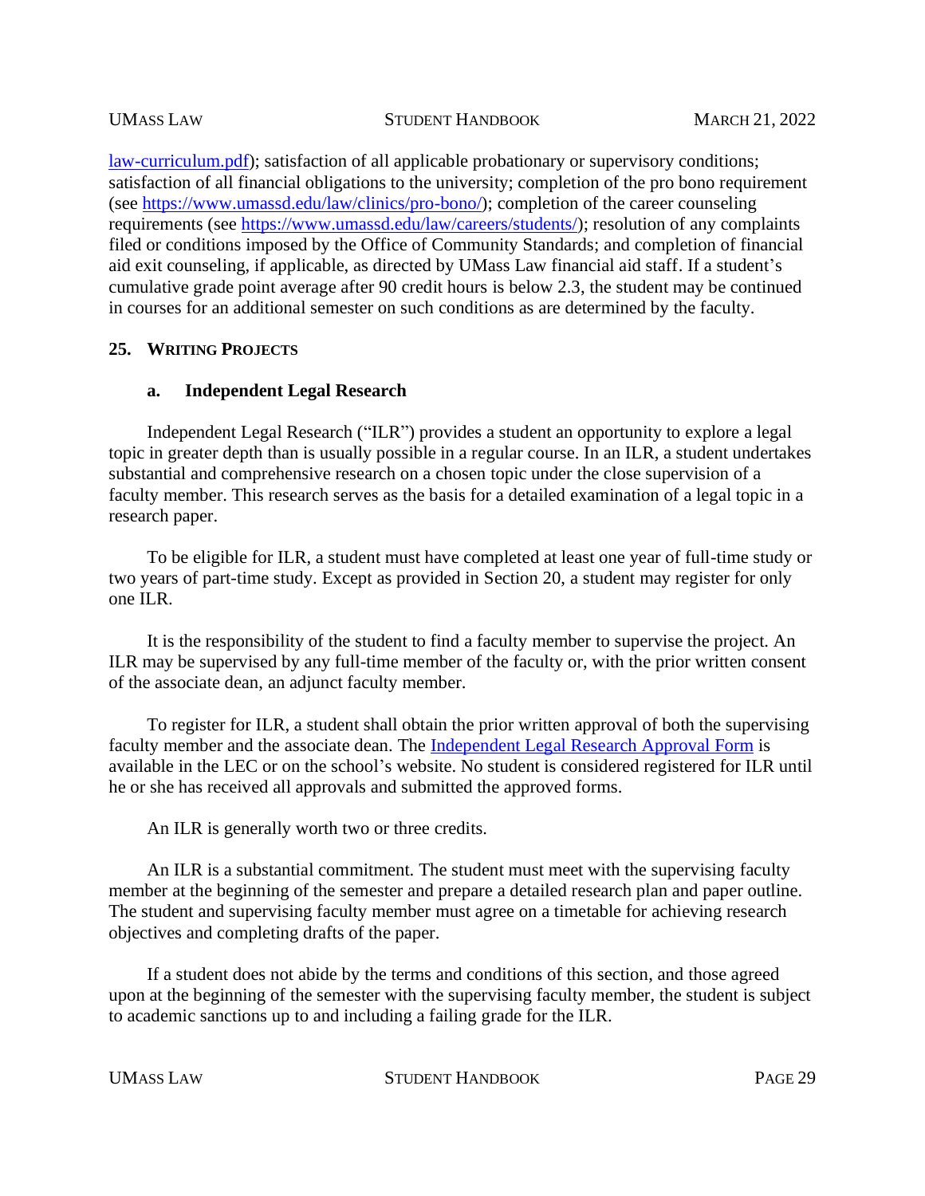[law-curriculum.pdf](law-curriculum.pdf)); satisfaction of all applicable probationary or supervisory conditions; satisfaction of all financial obligations to the university; completion of the pro bono requirement (see [https://www.umassd.edu/law/clinics/pro-bono/](https://www.umassd.edu/law/clinics/pro-bono/)); completion of the career counseling requirements (see [https://www.umassd.edu/law/careers/students/](https://www.umassd.edu/law/careers/students/)); resolution of any complaints filed or conditions imposed by the Office of Community Standards; and completion of financial aid exit counseling, if applicable, as directed by UMass Law financial aid staff. If a student's cumulative grade point average after 90 credit hours is below 2.3, the student may be continued in courses for an additional semester on such conditions as are determined by the faculty.

## 25. Writing Projects

### a. Independent Legal Research

Independent Legal Research ("ILR") provides a student an opportunity to explore a legal topic in greater depth than is usually possible in a regular course. In an ILR, a student undertakes substantial and comprehensive research on a chosen topic under the close supervision of a faculty member. This research serves as the basis for a detailed examination of a legal topic in a research paper.

To be eligible for ILR, a student must have completed at least one year of full-time study or two years of part-time study. Except as provided in Section 20, a student may register for only one ILR.

It is the responsibility of the student to find a faculty member to supervise the project. An ILR may be supervised by any full-time member of the faculty or, with the prior written consent of the associate dean, an adjunct faculty member.

To register for ILR, a student shall obtain the prior written approval of both the supervising faculty member and the associate dean. The Independent Legal Research Approval Form is available in the LEC or on the school's website. No student is considered registered for ILR until he or she has received all approvals and submitted the approved forms.

An ILR is generally worth two or three credits.

An ILR is a substantial commitment. The student must meet with the supervising faculty member at the beginning of the semester and prepare a detailed research plan and paper outline. The student and supervising faculty member must agree on a timetable for achieving research objectives and completing drafts of the paper.

If a student does not abide by the terms and conditions of this section, and those agreed upon at the beginning of the semester with the supervising faculty member, the student is subject to academic sanctions up to and including a failing grade for the ILR.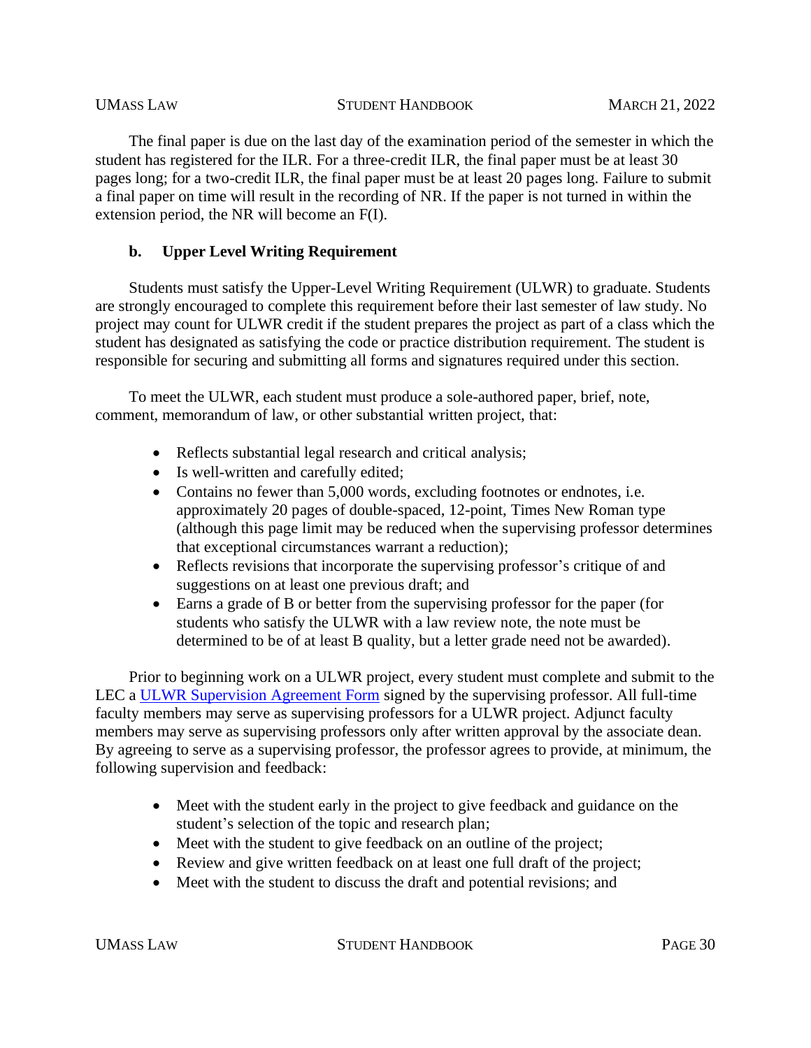The final paper is due on the last day of the examination period of the semester in which the student has registered for the ILR. For a three-credit ILR, the final paper must be at least 30 pages long; for a two-credit ILR, the final paper must be at least 20 pages long. Failure to submit a final paper on time will result in the recording of NR. If the paper is not turned in within the extension period, the NR will become an F(I).

### b. Upper Level Writing Requirement

Students must satisfy the Upper-Level Writing Requirement (ULWR) to graduate. Students are strongly encouraged to complete this requirement before their last semester of law study. No project may count for ULWR credit if the student prepares the project as part of a class which the student has designated as satisfying the code or practice distribution requirement. The student is responsible for securing and submitting all forms and signatures required under this section.

To meet the ULWR, each student must produce a sole-authored paper, brief, note, comment, memorandum of law, or other substantial written project, that:

- Reflects substantial legal research and critical analysis;
- Is well-written and carefully edited;
- Contains no fewer than 5,000 words, excluding footnotes or endnotes, i.e. approximately 20 pages of double-spaced, 12-point, Times New Roman type (although this page limit may be reduced when the supervising professor determines that exceptional circumstances warrant a reduction);
- Reflects revisions that incorporate the supervising professor's critique of and suggestions on at least one previous draft; and
- Earns a grade of B or better from the supervising professor for the paper (for students who satisfy the ULWR with a law review note, the note must be determined to be of at least B quality, but a letter grade need not be awarded).

Prior to beginning work on a ULWR project, every student must complete and submit to the LEC a [ULWR Supervision Agreement Form] signed by the supervising professor. All full-time faculty members may serve as supervising professors for a ULWR project. Adjunct faculty members may serve as supervising professors only after written approval by the associate dean. By agreeing to serve as a supervising professor, the professor agrees to provide, at minimum, the following supervision and feedback:

- Meet with the student early in the project to give feedback and guidance on the student's selection of the topic and research plan;
- Meet with the student to give feedback on an outline of the project;
- Review and give written feedback on at least one full draft of the project;
- Meet with the student to discuss the draft and potential revisions; and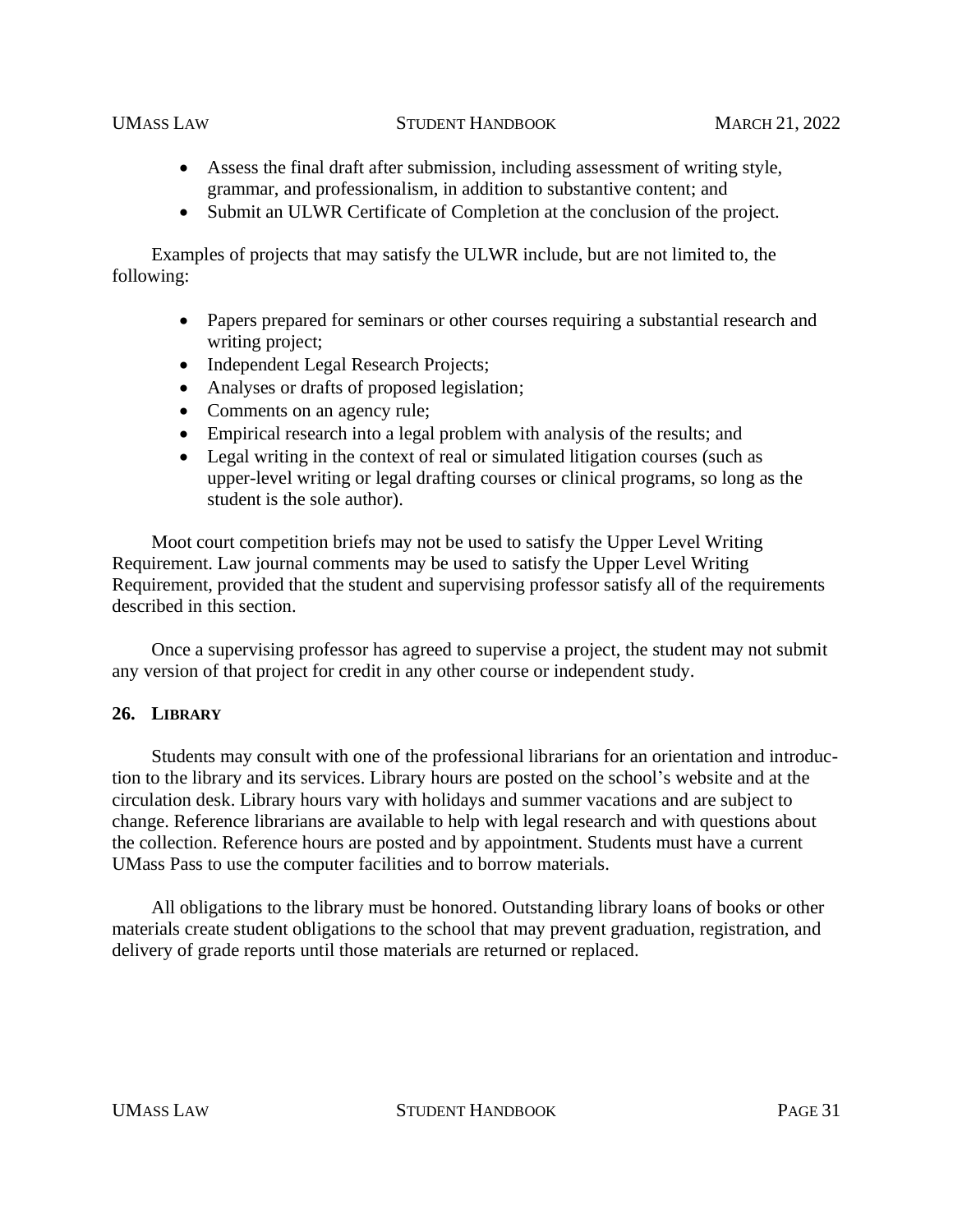- Assess the final draft after submission, including assessment of writing style, grammar, and professionalism, in addition to substantive content; and
- Submit an ULWR Certificate of Completion at the conclusion of the project.

Examples of projects that may satisfy the ULWR include, but are not limited to, the following:

- Papers prepared for seminars or other courses requiring a substantial research and writing project;
- Independent Legal Research Projects;
- Analyses or drafts of proposed legislation;
- Comments on an agency rule;
- Empirical research into a legal problem with analysis of the results; and
- Legal writing in the context of real or simulated litigation courses (such as upper-level writing or legal drafting courses or clinical programs, so long as the student is the sole author).

Moot court competition briefs may not be used to satisfy the Upper Level Writing Requirement. Law journal comments may be used to satisfy the Upper Level Writing Requirement, provided that the student and supervising professor satisfy all of the requirements described in this section.

Once a supervising professor has agreed to supervise a project, the student may not submit any version of that project for credit in any other course or independent study.

## 26. LIBRARY

Students may consult with one of the professional librarians for an orientation and introduction to the library and its services. Library hours are posted on the school's website and at the circulation desk. Library hours vary with holidays and summer vacations and are subject to change. Reference librarians are available to help with legal research and with questions about the collection. Reference hours are posted and by appointment. Students must have a current UMass Pass to use the computer facilities and to borrow materials.

All obligations to the library must be honored. Outstanding library loans of books or other materials create student obligations to the school that may prevent graduation, registration, and delivery of grade reports until those materials are returned or replaced.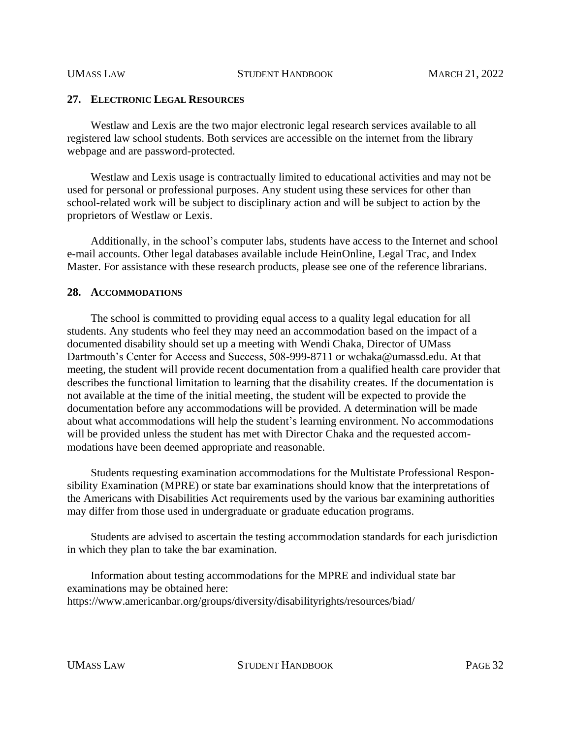## 27. Electronic Legal Resources

Westlaw and Lexis are the two major electronic legal research services available to all registered law school students. Both services are accessible on the internet from the library webpage and are password-protected.

Westlaw and Lexis usage is contractually limited to educational activities and may not be used for personal or professional purposes. Any student using these services for other than school-related work will be subject to disciplinary action and will be subject to action by the proprietors of Westlaw or Lexis.

Additionally, in the school's computer labs, students have access to the Internet and school e-mail accounts. Other legal databases available include HeinOnline, Legal Trac, and Index Master. For assistance with these research products, please see one of the reference librarians.

## 28. Accommodations

The school is committed to providing equal access to a quality legal education for all students. Any students who feel they may need an accommodation based on the impact of a documented disability should set up a meeting with Wendi Chaka, Director of UMass Dartmouth's Center for Access and Success, 508-999-8711 or wchaka@umassd.edu. At that meeting, the student will provide recent documentation from a qualified health care provider that describes the functional limitation to learning that the disability creates. If the documentation is not available at the time of the initial meeting, the student will be expected to provide the documentation before any accommodations will be provided. A determination will be made about what accommodations will help the student's learning environment. No accommodations will be provided unless the student has met with Director Chaka and the requested accommodations have been deemed appropriate and reasonable.

Students requesting examination accommodations for the Multistate Professional Responsibility Examination (MPRE) or state bar examinations should know that the interpretations of the Americans with Disabilities Act requirements used by the various bar examining authorities may differ from those used in undergraduate or graduate education programs.

Students are advised to ascertain the testing accommodation standards for each jurisdiction in which they plan to take the bar examination.

Information about testing accommodations for the MPRE and individual state bar examinations may be obtained here:
https://www.americanbar.org/groups/diversity/disabilityrights/resources/biad/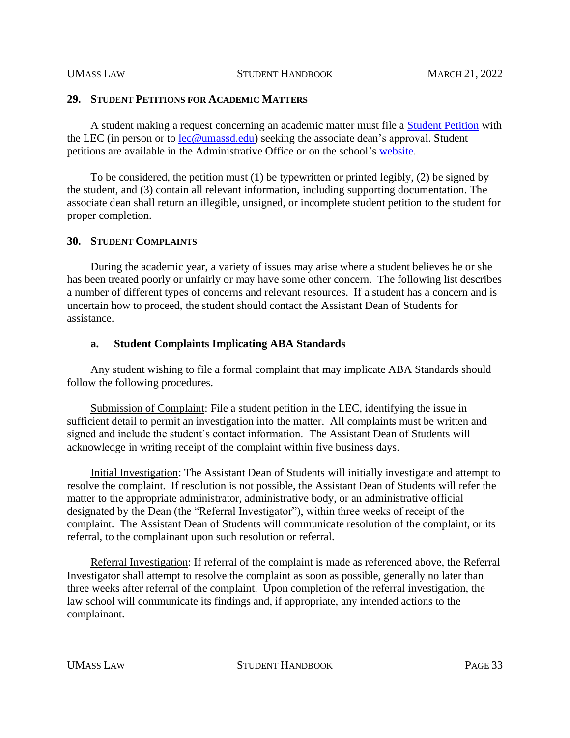## 29. Student Petitions for Academic Matters

A student making a request concerning an academic matter must file a [Student Petition](#) with the LEC (in person or to [lec@umassd.edu](mailto:lec@umassd.edu)) seeking the associate dean's approval. Student petitions are available in the Administrative Office or on the school's [website](#).

To be considered, the petition must (1) be typewritten or printed legibly, (2) be signed by the student, and (3) contain all relevant information, including supporting documentation. The associate dean shall return an illegible, unsigned, or incomplete student petition to the student for proper completion.

## 30. Student Complaints

During the academic year, a variety of issues may arise where a student believes he or she has been treated poorly or unfairly or may have some other concern. The following list describes a number of different types of concerns and relevant resources. If a student has a concern and is uncertain how to proceed, the student should contact the Assistant Dean of Students for assistance.

### a. Student Complaints Implicating ABA Standards

Any student wishing to file a formal complaint that may implicate ABA Standards should follow the following procedures.

Submission of Complaint: File a student petition in the LEC, identifying the issue in sufficient detail to permit an investigation into the matter. All complaints must be written and signed and include the student's contact information. The Assistant Dean of Students will acknowledge in writing receipt of the complaint within five business days.

Initial Investigation: The Assistant Dean of Students will initially investigate and attempt to resolve the complaint. If resolution is not possible, the Assistant Dean of Students will refer the matter to the appropriate administrator, administrative body, or an administrative official designated by the Dean (the "Referral Investigator"), within three weeks of receipt of the complaint. The Assistant Dean of Students will communicate resolution of the complaint, or its referral, to the complainant upon such resolution or referral.

Referral Investigation: If referral of the complaint is made as referenced above, the Referral Investigator shall attempt to resolve the complaint as soon as possible, generally no later than three weeks after referral of the complaint. Upon completion of the referral investigation, the law school will communicate its findings and, if appropriate, any intended actions to the complainant.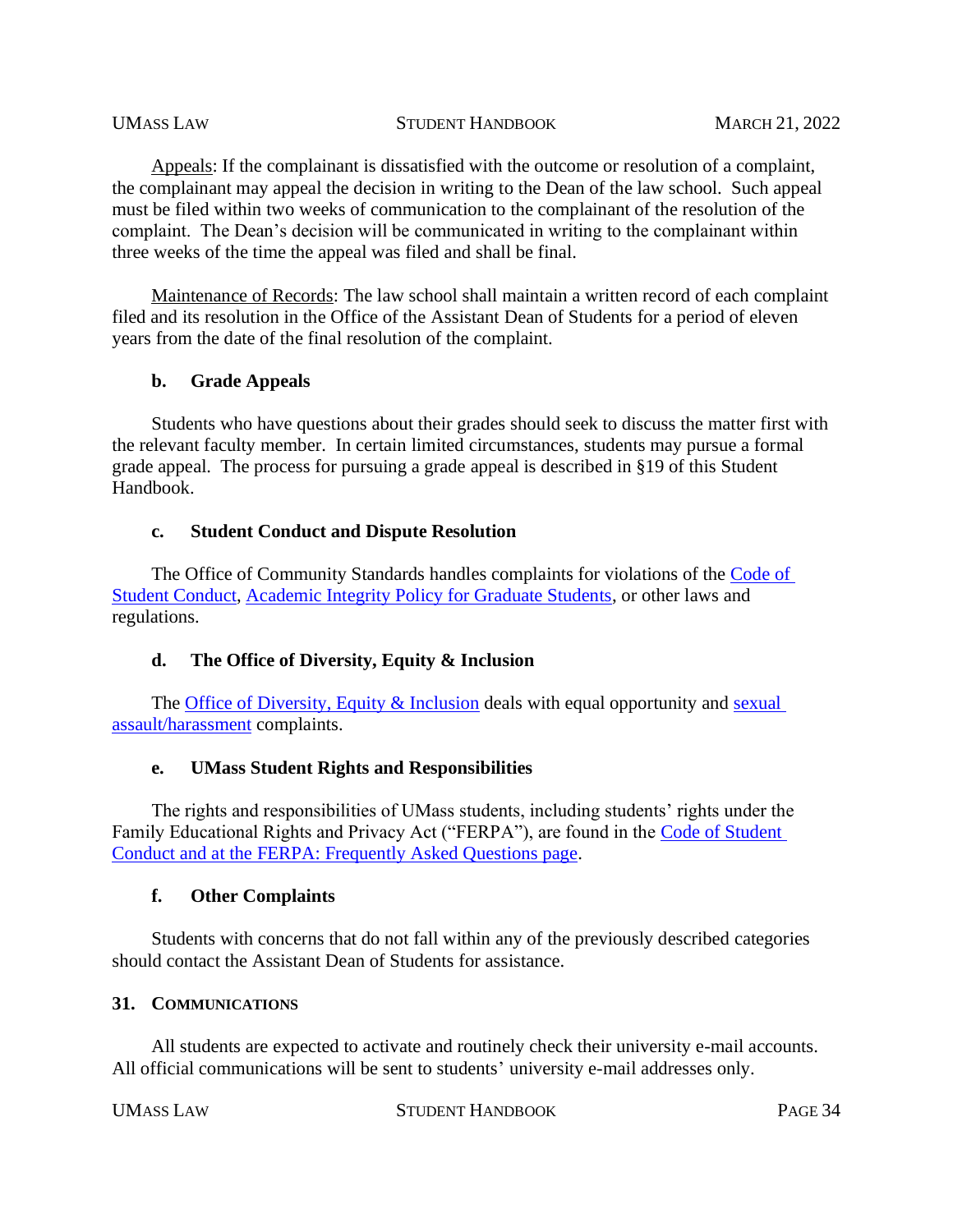Appeals: If the complainant is dissatisfied with the outcome or resolution of a complaint, the complainant may appeal the decision in writing to the Dean of the law school. Such appeal must be filed within two weeks of communication to the complainant of the resolution of the complaint. The Dean's decision will be communicated in writing to the complainant within three weeks of the time the appeal was filed and shall be final.

Maintenance of Records: The law school shall maintain a written record of each complaint filed and its resolution in the Office of the Assistant Dean of Students for a period of eleven years from the date of the final resolution of the complaint.

### b. Grade Appeals

Students who have questions about their grades should seek to discuss the matter first with the relevant faculty member. In certain limited circumstances, students may pursue a formal grade appeal. The process for pursuing a grade appeal is described in §19 of this Student Handbook.

### c. Student Conduct and Dispute Resolution

The Office of Community Standards handles complaints for violations of the Code of Student Conduct, Academic Integrity Policy for Graduate Students, or other laws and regulations.

### d. The Office of Diversity, Equity & Inclusion

The Office of Diversity, Equity & Inclusion deals with equal opportunity and sexual assault/harassment complaints.

### e. UMass Student Rights and Responsibilities

The rights and responsibilities of UMass students, including students' rights under the Family Educational Rights and Privacy Act ("FERPA"), are found in the Code of Student Conduct and at the FERPA: Frequently Asked Questions page.

### f. Other Complaints

Students with concerns that do not fall within any of the previously described categories should contact the Assistant Dean of Students for assistance.

## 31. Communications

All students are expected to activate and routinely check their university e-mail accounts. All official communications will be sent to students' university e-mail addresses only.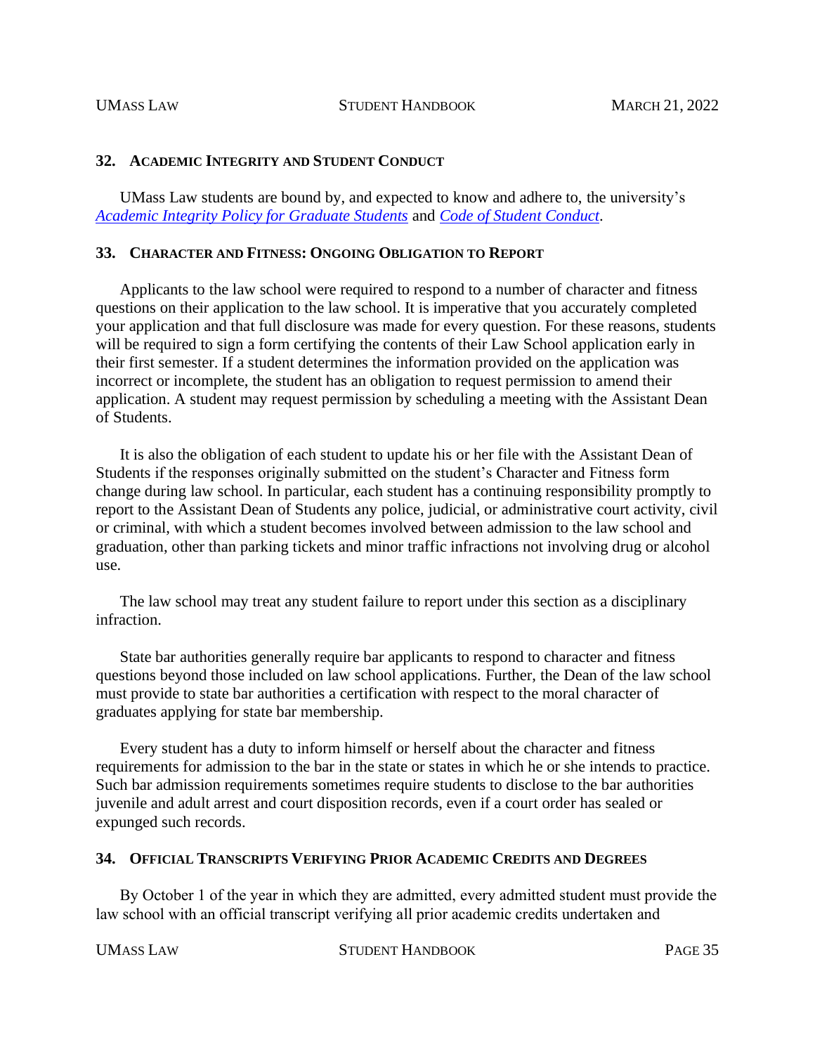## 32. ACADEMIC INTEGRITY AND STUDENT CONDUCT

UMass Law students are bound by, and expected to know and adhere to, the university's *Academic Integrity Policy for Graduate Students* and *Code of Student Conduct*.

## 33. CHARACTER AND FITNESS: ONGOING OBLIGATION TO REPORT

Applicants to the law school were required to respond to a number of character and fitness questions on their application to the law school. It is imperative that you accurately completed your application and that full disclosure was made for every question. For these reasons, students will be required to sign a form certifying the contents of their Law School application early in their first semester. If a student determines the information provided on the application was incorrect or incomplete, the student has an obligation to request permission to amend their application. A student may request permission by scheduling a meeting with the Assistant Dean of Students.

It is also the obligation of each student to update his or her file with the Assistant Dean of Students if the responses originally submitted on the student's Character and Fitness form change during law school. In particular, each student has a continuing responsibility promptly to report to the Assistant Dean of Students any police, judicial, or administrative court activity, civil or criminal, with which a student becomes involved between admission to the law school and graduation, other than parking tickets and minor traffic infractions not involving drug or alcohol use.

The law school may treat any student failure to report under this section as a disciplinary infraction.

State bar authorities generally require bar applicants to respond to character and fitness questions beyond those included on law school applications. Further, the Dean of the law school must provide to state bar authorities a certification with respect to the moral character of graduates applying for state bar membership.

Every student has a duty to inform himself or herself about the character and fitness requirements for admission to the bar in the state or states in which he or she intends to practice. Such bar admission requirements sometimes require students to disclose to the bar authorities juvenile and adult arrest and court disposition records, even if a court order has sealed or expunged such records.

## 34. OFFICIAL TRANSCRIPTS VERIFYING PRIOR ACADEMIC CREDITS AND DEGREES

By October 1 of the year in which they are admitted, every admitted student must provide the law school with an official transcript verifying all prior academic credits undertaken and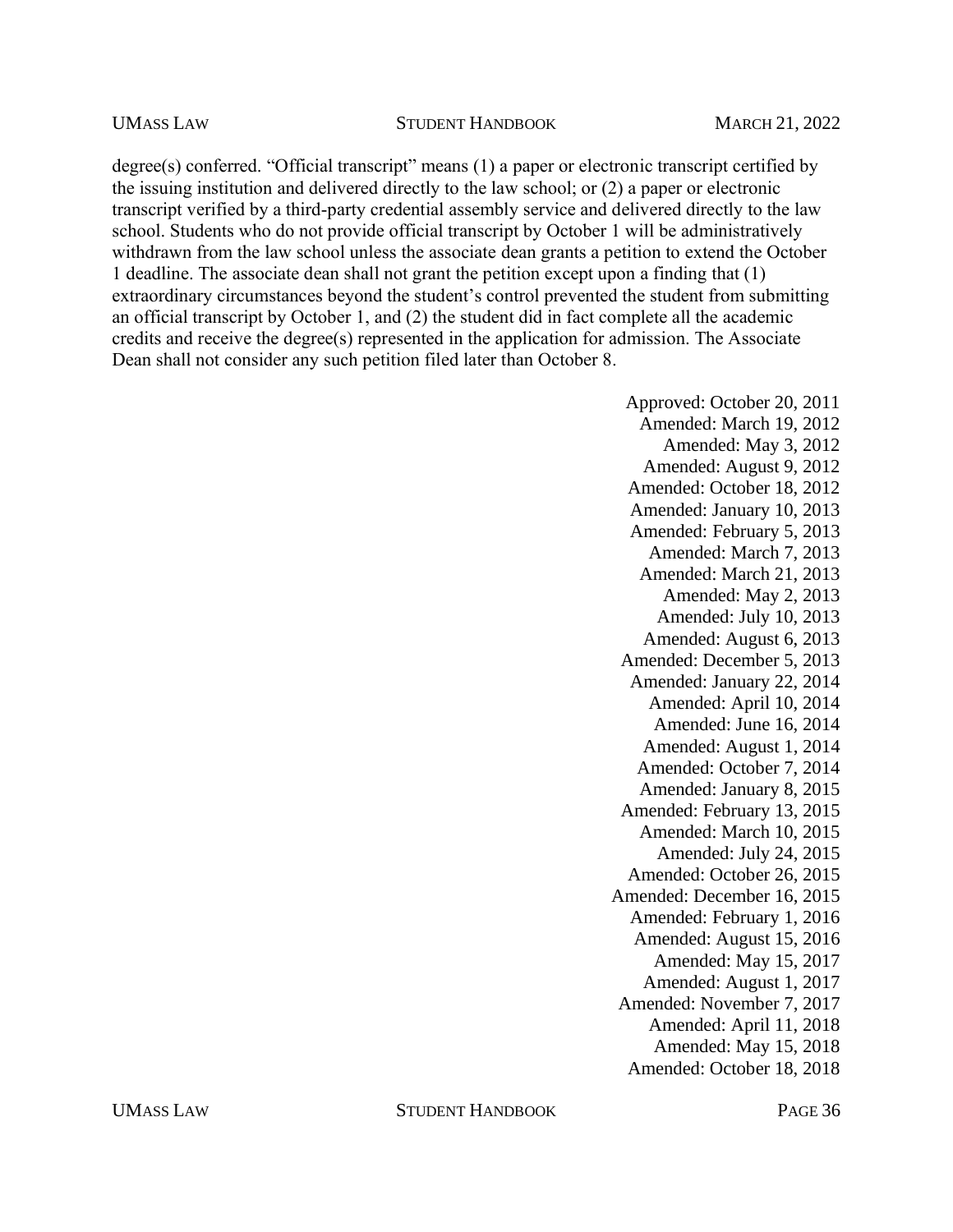degree(s) conferred. “Official transcript” means (1) a paper or electronic transcript certified by the issuing institution and delivered directly to the law school; or (2) a paper or electronic transcript verified by a third-party credential assembly service and delivered directly to the law school. Students who do not provide official transcript by October 1 will be administratively withdrawn from the law school unless the associate dean grants a petition to extend the October 1 deadline. The associate dean shall not grant the petition except upon a finding that (1) extraordinary circumstances beyond the student’s control prevented the student from submitting an official transcript by October 1, and (2) the student did in fact complete all the academic credits and receive the degree(s) represented in the application for admission. The Associate Dean shall not consider any such petition filed later than October 8.

Approved: October 20, 2011
Amended: March 19, 2012
Amended: May 3, 2012
Amended: August 9, 2012
Amended: October 18, 2012
Amended: January 10, 2013
Amended: February 5, 2013
Amended: March 7, 2013
Amended: March 21, 2013
Amended: May 2, 2013
Amended: July 10, 2013
Amended: August 6, 2013
Amended: December 5, 2013
Amended: January 22, 2014
Amended: April 10, 2014
Amended: June 16, 2014
Amended: August 1, 2014
Amended: October 7, 2014
Amended: January 8, 2015
Amended: February 13, 2015
Amended: March 10, 2015
Amended: July 24, 2015
Amended: October 26, 2015
Amended: December 16, 2015
Amended: February 1, 2016
Amended: August 15, 2016
Amended: May 15, 2017
Amended: August 1, 2017
Amended: November 7, 2017
Amended: April 11, 2018
Amended: May 15, 2018
Amended: October 18, 2018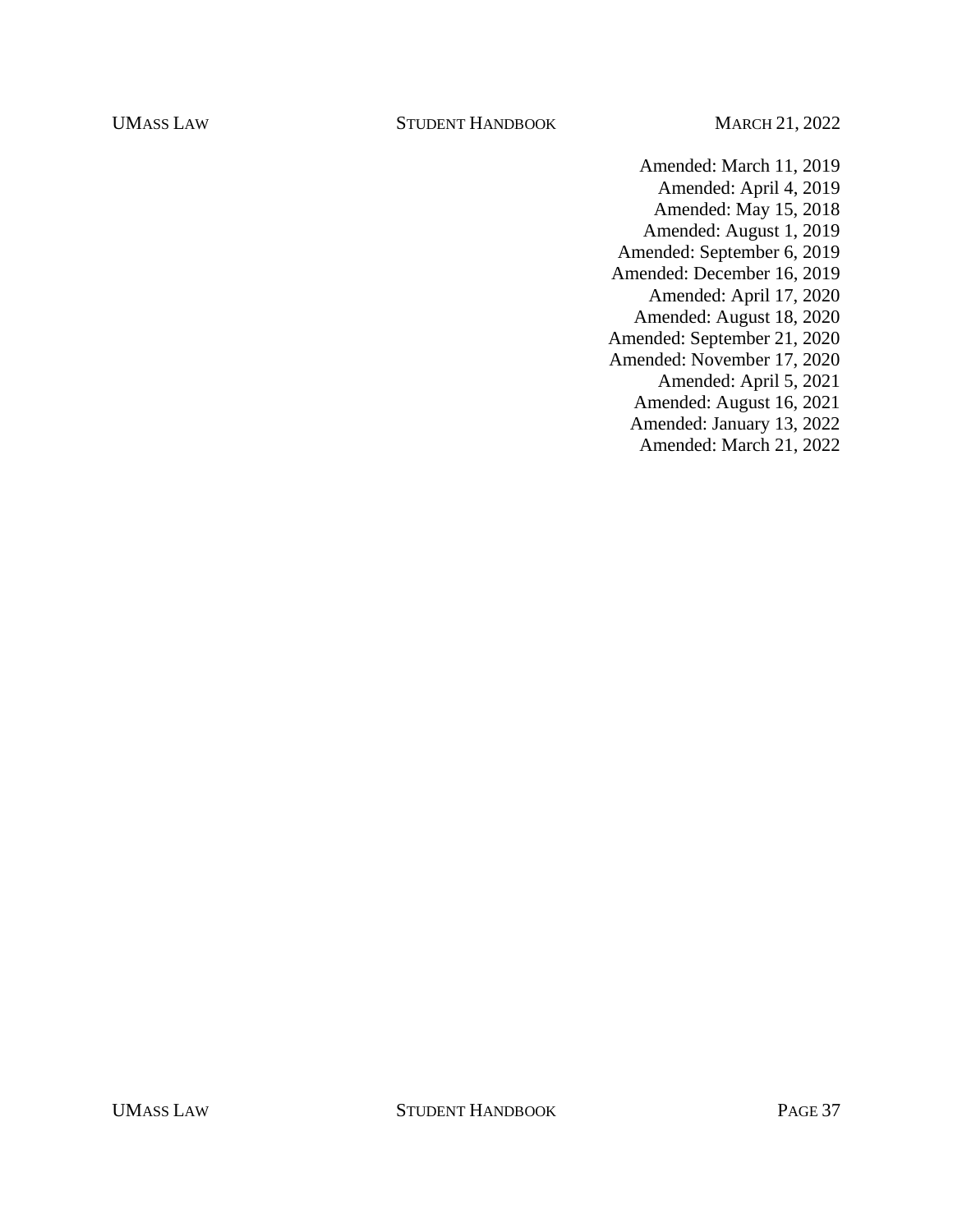Amended: March 11, 2019
Amended: April 4, 2019
Amended: May 15, 2018
Amended: August 1, 2019
Amended: September 6, 2019
Amended: December 16, 2019
Amended: April 17, 2020
Amended: August 18, 2020
Amended: September 21, 2020
Amended: November 17, 2020
Amended: April 5, 2021
Amended: August 16, 2021
Amended: January 13, 2022
Amended: March 21, 2022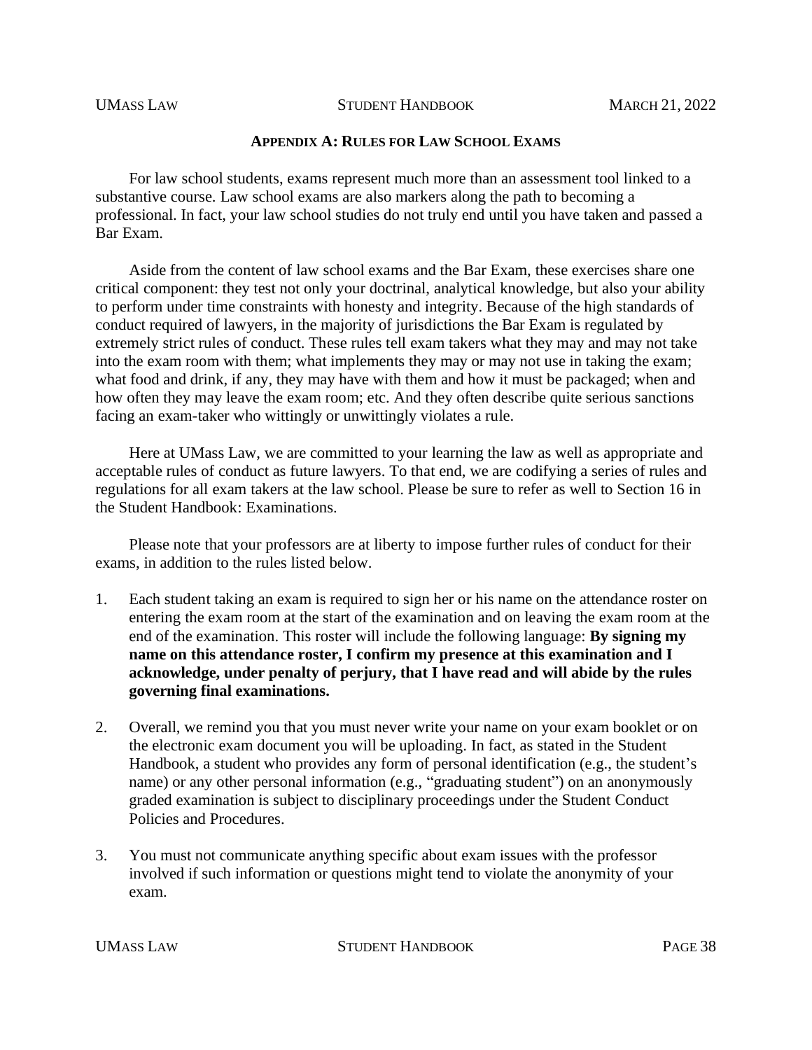## APPENDIX A: RULES FOR LAW SCHOOL EXAMS

For law school students, exams represent much more than an assessment tool linked to a substantive course. Law school exams are also markers along the path to becoming a professional. In fact, your law school studies do not truly end until you have taken and passed a Bar Exam.

Aside from the content of law school exams and the Bar Exam, these exercises share one critical component: they test not only your doctrinal, analytical knowledge, but also your ability to perform under time constraints with honesty and integrity. Because of the high standards of conduct required of lawyers, in the majority of jurisdictions the Bar Exam is regulated by extremely strict rules of conduct. These rules tell exam takers what they may and may not take into the exam room with them; what implements they may or may not use in taking the exam; what food and drink, if any, they may have with them and how it must be packaged; when and how often they may leave the exam room; etc. And they often describe quite serious sanctions facing an exam-taker who wittingly or unwittingly violates a rule.

Here at UMass Law, we are committed to your learning the law as well as appropriate and acceptable rules of conduct as future lawyers. To that end, we are codifying a series of rules and regulations for all exam takers at the law school. Please be sure to refer as well to Section 16 in the Student Handbook: Examinations.

Please note that your professors are at liberty to impose further rules of conduct for their exams, in addition to the rules listed below.

1. Each student taking an exam is required to sign her or his name on the attendance roster on entering the exam room at the start of the examination and on leaving the exam room at the end of the examination. This roster will include the following language: **By signing my name on this attendance roster, I confirm my presence at this examination and I acknowledge, under penalty of perjury, that I have read and will abide by the rules governing final examinations.**

2. Overall, we remind you that you must never write your name on your exam booklet or on the electronic exam document you will be uploading. In fact, as stated in the Student Handbook, a student who provides any form of personal identification (e.g., the student's name) or any other personal information (e.g., "graduating student") on an anonymously graded examination is subject to disciplinary proceedings under the Student Conduct Policies and Procedures.

3. You must not communicate anything specific about exam issues with the professor involved if such information or questions might tend to violate the anonymity of your exam.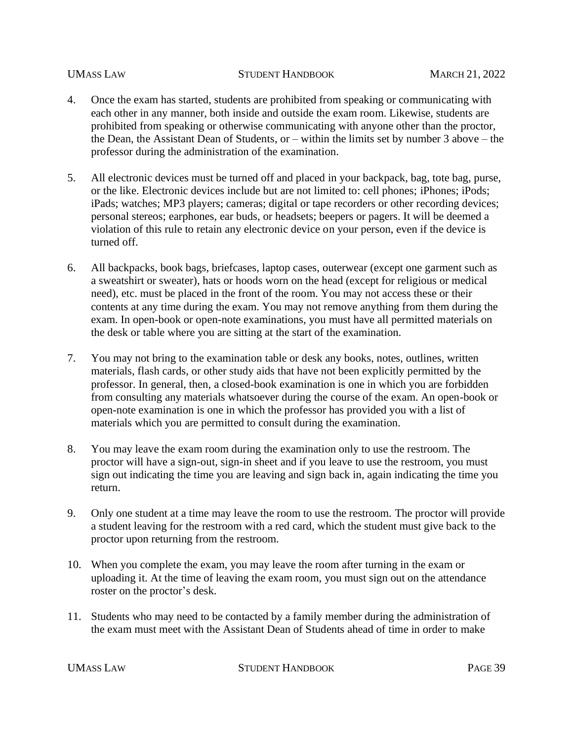4. Once the exam has started, students are prohibited from speaking or communicating with each other in any manner, both inside and outside the exam room. Likewise, students are prohibited from speaking or otherwise communicating with anyone other than the proctor, the Dean, the Assistant Dean of Students, or – within the limits set by number 3 above – the professor during the administration of the examination.

5. All electronic devices must be turned off and placed in your backpack, bag, tote bag, purse, or the like. Electronic devices include but are not limited to: cell phones; iPhones; iPods; iPads; watches; MP3 players; cameras; digital or tape recorders or other recording devices; personal stereos; earphones, ear buds, or headsets; beepers or pagers. It will be deemed a violation of this rule to retain any electronic device on your person, even if the device is turned off.

6. All backpacks, book bags, briefcases, laptop cases, outerwear (except one garment such as a sweatshirt or sweater), hats or hoods worn on the head (except for religious or medical need), etc. must be placed in the front of the room. You may not access these or their contents at any time during the exam. You may not remove anything from them during the exam. In open-book or open-note examinations, you must have all permitted materials on the desk or table where you are sitting at the start of the examination.

7. You may not bring to the examination table or desk any books, notes, outlines, written materials, flash cards, or other study aids that have not been explicitly permitted by the professor. In general, then, a closed-book examination is one in which you are forbidden from consulting any materials whatsoever during the course of the exam. An open-book or open-note examination is one in which the professor has provided you with a list of materials which you are permitted to consult during the examination.

8. You may leave the exam room during the examination only to use the restroom. The proctor will have a sign-out, sign-in sheet and if you leave to use the restroom, you must sign out indicating the time you are leaving and sign back in, again indicating the time you return.

9. Only one student at a time may leave the room to use the restroom. The proctor will provide a student leaving for the restroom with a red card, which the student must give back to the proctor upon returning from the restroom.

10. When you complete the exam, you may leave the room after turning in the exam or uploading it. At the time of leaving the exam room, you must sign out on the attendance roster on the proctor's desk.

11. Students who may need to be contacted by a family member during the administration of the exam must meet with the Assistant Dean of Students ahead of time in order to make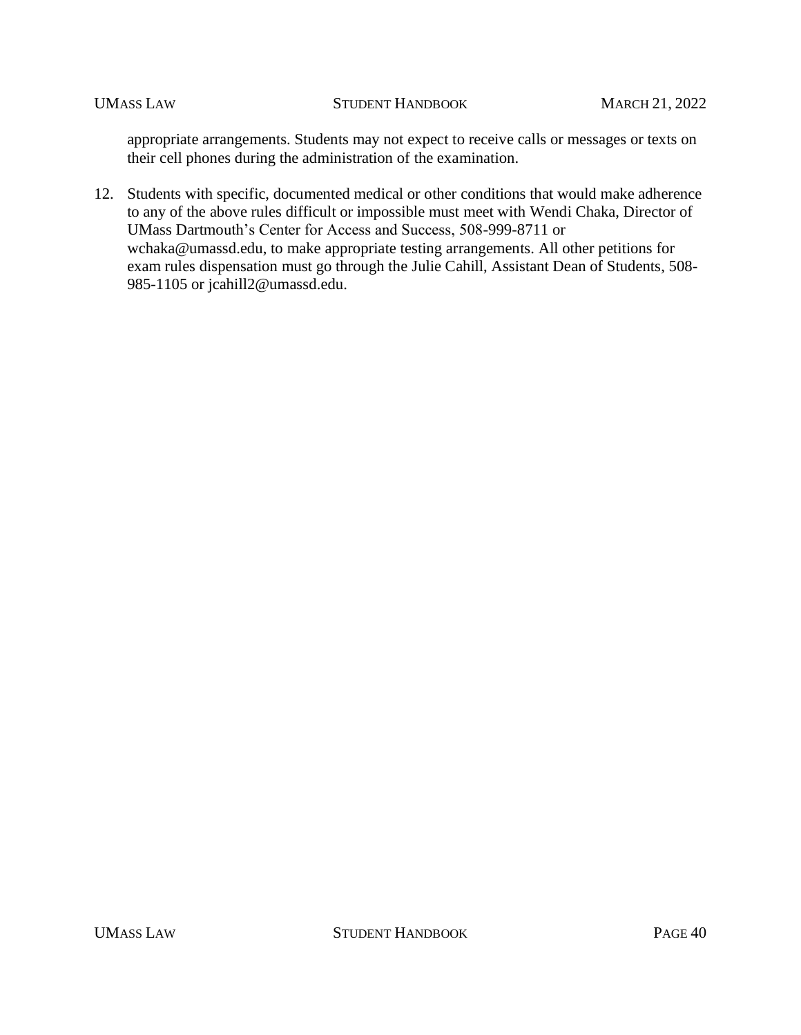appropriate arrangements. Students may not expect to receive calls or messages or texts on their cell phones during the administration of the examination.

12. Students with specific, documented medical or other conditions that would make adherence to any of the above rules difficult or impossible must meet with Wendi Chaka, Director of UMass Dartmouth's Center for Access and Success, 508-999-8711 or wchaka@umassd.edu, to make appropriate testing arrangements. All other petitions for exam rules dispensation must go through the Julie Cahill, Assistant Dean of Students, 508-985-1105 or jcahill2@umassd.edu.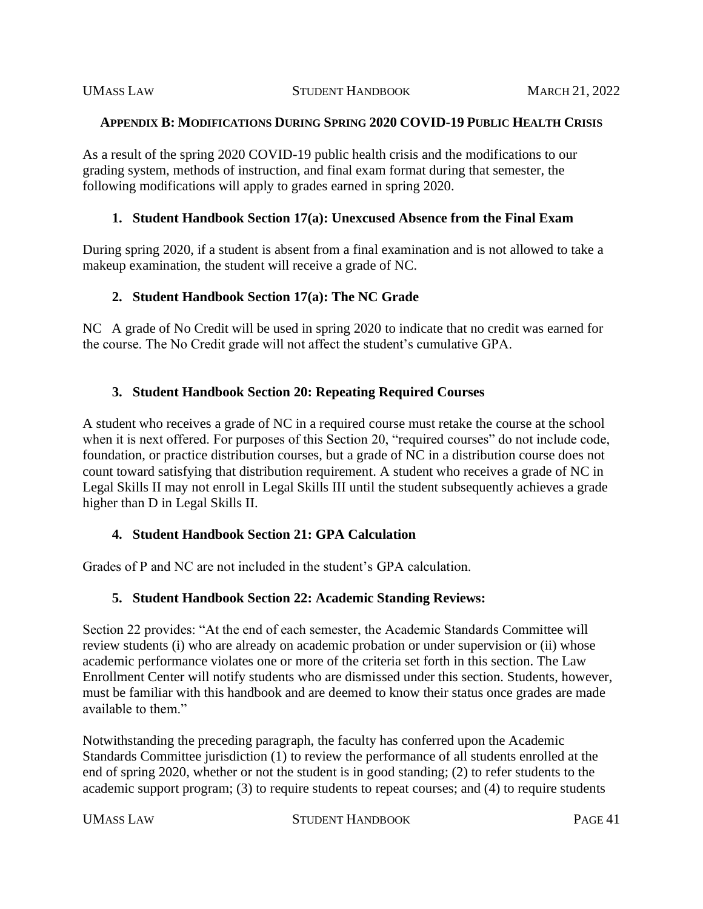## Appendix B: Modifications During Spring 2020 COVID-19 Public Health Crisis

As a result of the spring 2020 COVID-19 public health crisis and the modifications to our grading system, methods of instruction, and final exam format during that semester, the following modifications will apply to grades earned in spring 2020.

### 1. Student Handbook Section 17(a): Unexcused Absence from the Final Exam

During spring 2020, if a student is absent from a final examination and is not allowed to take a makeup examination, the student will receive a grade of NC.

### 2. Student Handbook Section 17(a): The NC Grade

NC A grade of No Credit will be used in spring 2020 to indicate that no credit was earned for the course. The No Credit grade will not affect the student's cumulative GPA.

### 3. Student Handbook Section 20: Repeating Required Courses

A student who receives a grade of NC in a required course must retake the course at the school when it is next offered. For purposes of this Section 20, "required courses" do not include code, foundation, or practice distribution courses, but a grade of NC in a distribution course does not count toward satisfying that distribution requirement. A student who receives a grade of NC in Legal Skills II may not enroll in Legal Skills III until the student subsequently achieves a grade higher than D in Legal Skills II.

### 4. Student Handbook Section 21: GPA Calculation

Grades of P and NC are not included in the student's GPA calculation.

### 5. Student Handbook Section 22: Academic Standing Reviews:

Section 22 provides: "At the end of each semester, the Academic Standards Committee will review students (i) who are already on academic probation or under supervision or (ii) whose academic performance violates one or more of the criteria set forth in this section. The Law Enrollment Center will notify students who are dismissed under this section. Students, however, must be familiar with this handbook and are deemed to know their status once grades are made available to them."

Notwithstanding the preceding paragraph, the faculty has conferred upon the Academic Standards Committee jurisdiction (1) to review the performance of all students enrolled at the end of spring 2020, whether or not the student is in good standing; (2) to refer students to the academic support program; (3) to require students to repeat courses; and (4) to require students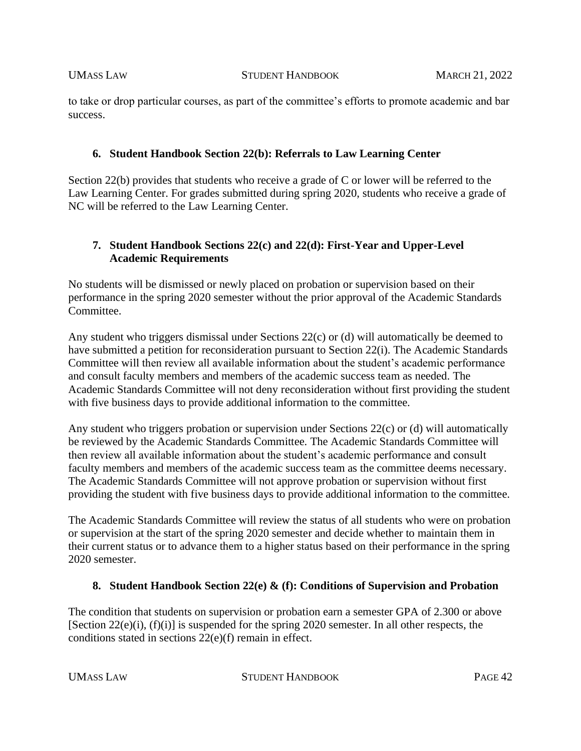to take or drop particular courses, as part of the committee's efforts to promote academic and bar success.

### 6. Student Handbook Section 22(b): Referrals to Law Learning Center

Section 22(b) provides that students who receive a grade of C or lower will be referred to the Law Learning Center. For grades submitted during spring 2020, students who receive a grade of NC will be referred to the Law Learning Center.

### 7. Student Handbook Sections 22(c) and 22(d): First-Year and Upper-Level Academic Requirements

No students will be dismissed or newly placed on probation or supervision based on their performance in the spring 2020 semester without the prior approval of the Academic Standards Committee.

Any student who triggers dismissal under Sections 22(c) or (d) will automatically be deemed to have submitted a petition for reconsideration pursuant to Section 22(i). The Academic Standards Committee will then review all available information about the student's academic performance and consult faculty members and members of the academic success team as needed. The Academic Standards Committee will not deny reconsideration without first providing the student with five business days to provide additional information to the committee.

Any student who triggers probation or supervision under Sections 22(c) or (d) will automatically be reviewed by the Academic Standards Committee. The Academic Standards Committee will then review all available information about the student's academic performance and consult faculty members and members of the academic success team as the committee deems necessary. The Academic Standards Committee will not approve probation or supervision without first providing the student with five business days to provide additional information to the committee.

The Academic Standards Committee will review the status of all students who were on probation or supervision at the start of the spring 2020 semester and decide whether to maintain them in their current status or to advance them to a higher status based on their performance in the spring 2020 semester.

### 8. Student Handbook Section 22(e) & (f): Conditions of Supervision and Probation

The condition that students on supervision or probation earn a semester GPA of 2.300 or above [Section 22(e)(i), (f)(i)] is suspended for the spring 2020 semester. In all other respects, the conditions stated in sections 22(e)(f) remain in effect.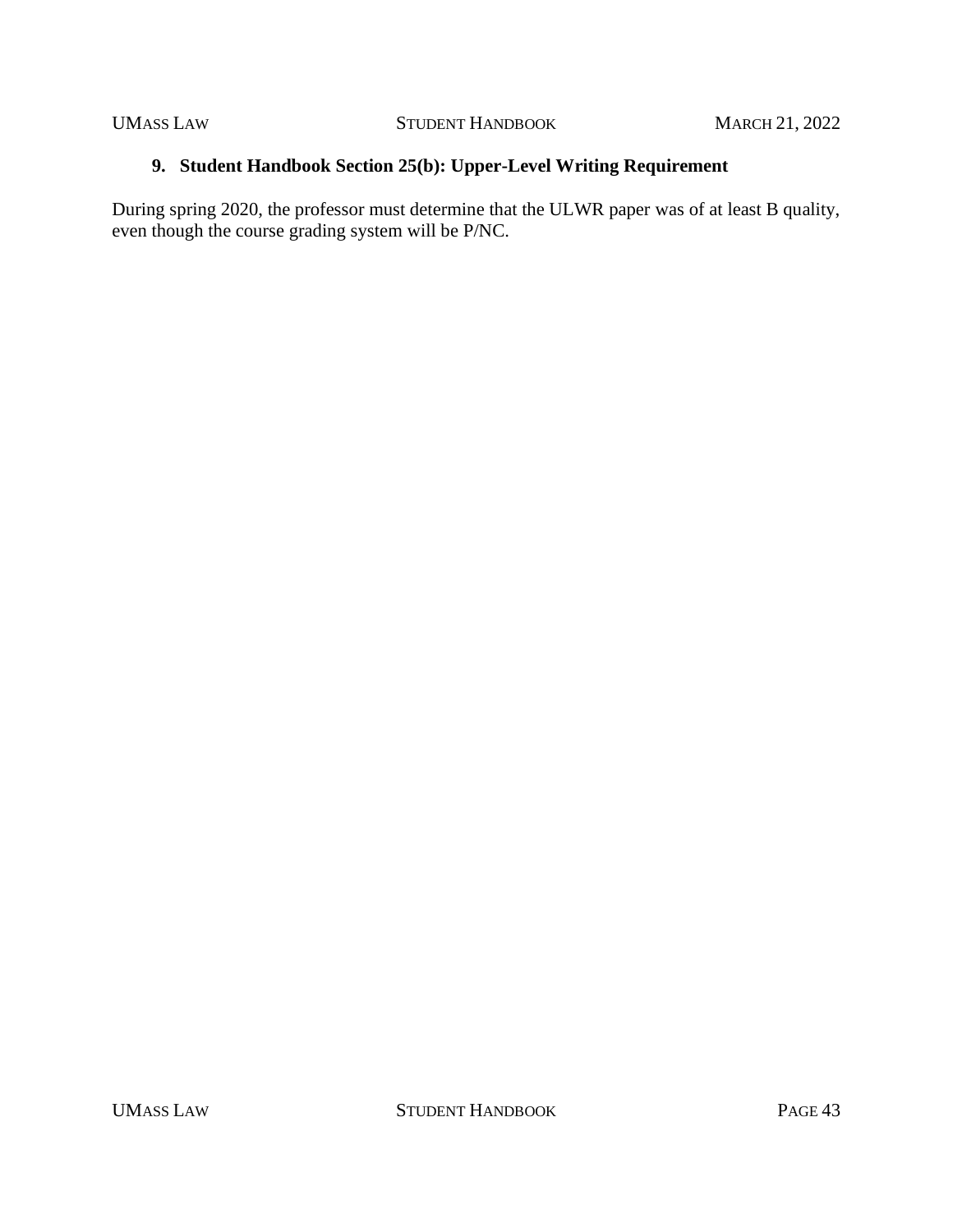### 9. Student Handbook Section 25(b): Upper-Level Writing Requirement

During spring 2020, the professor must determine that the ULWR paper was of at least B quality, even though the course grading system will be P/NC.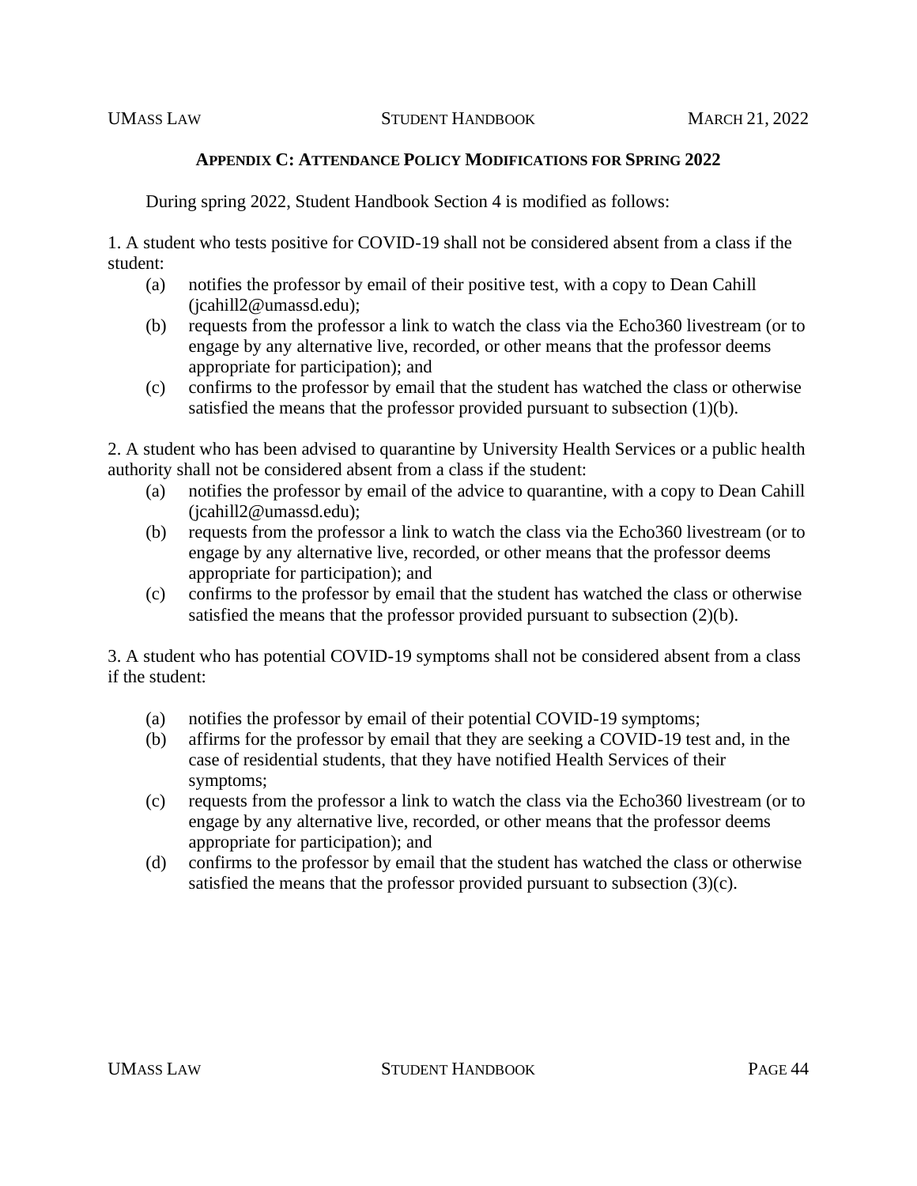## APPENDIX C: ATTENDANCE POLICY MODIFICATIONS FOR SPRING 2022

During spring 2022, Student Handbook Section 4 is modified as follows:

1. A student who tests positive for COVID-19 shall not be considered absent from a class if the student:
   - (a) notifies the professor by email of their positive test, with a copy to Dean Cahill (jcahill2@umassd.edu);
   - (b) requests from the professor a link to watch the class via the Echo360 livestream (or to engage by any alternative live, recorded, or other means that the professor deems appropriate for participation); and
   - (c) confirms to the professor by email that the student has watched the class or otherwise satisfied the means that the professor provided pursuant to subsection (1)(b).

2. A student who has been advised to quarantine by University Health Services or a public health authority shall not be considered absent from a class if the student:
   - (a) notifies the professor by email of the advice to quarantine, with a copy to Dean Cahill (jcahill2@umassd.edu);
   - (b) requests from the professor a link to watch the class via the Echo360 livestream (or to engage by any alternative live, recorded, or other means that the professor deems appropriate for participation); and
   - (c) confirms to the professor by email that the student has watched the class or otherwise satisfied the means that the professor provided pursuant to subsection (2)(b).

3. A student who has potential COVID-19 symptoms shall not be considered absent from a class if the student:
   - (a) notifies the professor by email of their potential COVID-19 symptoms;
   - (b) affirms for the professor by email that they are seeking a COVID-19 test and, in the case of residential students, that they have notified Health Services of their symptoms;
   - (c) requests from the professor a link to watch the class via the Echo360 livestream (or to engage by any alternative live, recorded, or other means that the professor deems appropriate for participation); and
   - (d) confirms to the professor by email that the student has watched the class or otherwise satisfied the means that the professor provided pursuant to subsection (3)(c).